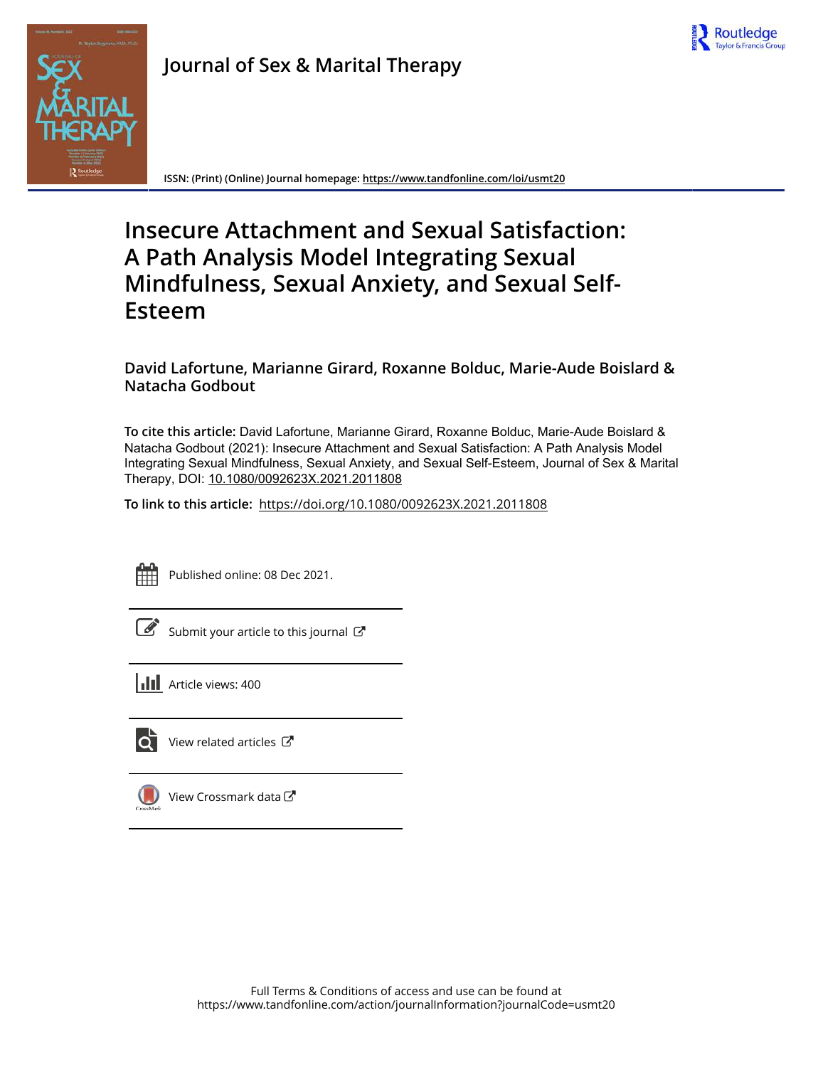Journal of Sex & Marital Therapy

ISSN: (Print) (Online) Journal homepage: https://www.tandfonline.com/loi/usmt20

# Insecure Attachment and Sexual Satisfaction: A Path Analysis Model Integrating Sexual Mindfulness, Sexual Anxiety, and Sexual Self-Esteem

**David Lafortune, Marianne Girard, Roxanne Bolduc, Marie-Aude Boislard & Natacha Godbout**

**To cite this article:** David Lafortune, Marianne Girard, Roxanne Bolduc, Marie-Aude Boislard & Natacha Godbout (2021): Insecure Attachment and Sexual Satisfaction: A Path Analysis Model Integrating Sexual Mindfulness, Sexual Anxiety, and Sexual Self-Esteem, Journal of Sex & Marital Therapy, DOI: 10.1080/0092623X.2021.2011808

**To link to this article:** https://doi.org/10.1080/0092623X.2021.2011808

Published online: 08 Dec 2021.

Submit your article to this journal

Article views: 400

View related articles

View Crossmark data

Full Terms & Conditions of access and use can be found at https://www.tandfonline.com/action/journalInformation?journalCode=usmt20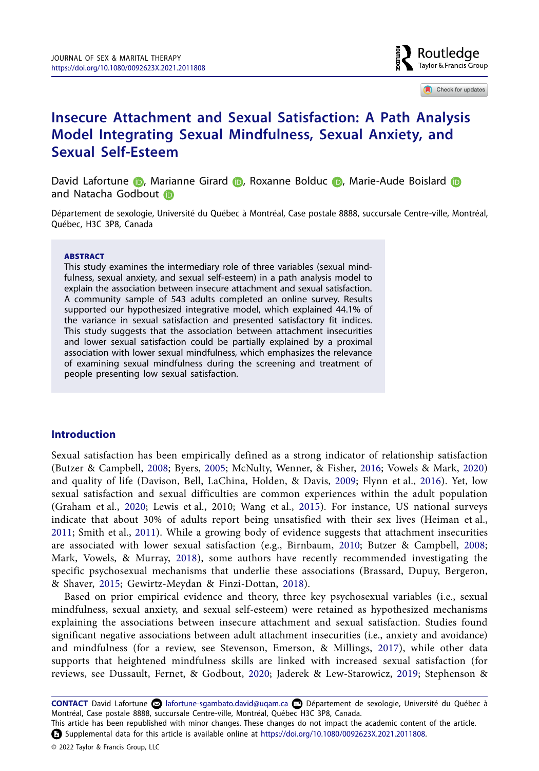# Insecure Attachment and Sexual Satisfaction: A Path Analysis Model Integrating Sexual Mindfulness, Sexual Anxiety, and Sexual Self-Esteem

David Lafortune, Marianne Girard, Roxanne Bolduc, Marie-Aude Boislard and Natacha Godbout

Département de sexologie, Université du Québec à Montréal, Case postale 8888, succursale Centre-ville, Montréal, Québec, H3C 3P8, Canada

**ABSTRACT**

This study examines the intermediary role of three variables (sexual mindfulness, sexual anxiety, and sexual self-esteem) in a path analysis model to explain the association between insecure attachment and sexual satisfaction. A community sample of 543 adults completed an online survey. Results supported our hypothesized integrative model, which explained 44.1% of the variance in sexual satisfaction and presented satisfactory fit indices. This study suggests that the association between attachment insecurities and lower sexual satisfaction could be partially explained by a proximal association with lower sexual mindfulness, which emphasizes the relevance of examining sexual mindfulness during the screening and treatment of people presenting low sexual satisfaction.

## Introduction

Sexual satisfaction has been empirically defined as a strong indicator of relationship satisfaction (Butzer & Campbell, 2008; Byers, 2005; McNulty, Wenner, & Fisher, 2016; Vowels & Mark, 2020) and quality of life (Davison, Bell, LaChina, Holden, & Davis, 2009; Flynn et al., 2016). Yet, low sexual satisfaction and sexual difficulties are common experiences within the adult population (Graham et al., 2020; Lewis et al., 2010; Wang et al., 2015). For instance, US national surveys indicate that about 30% of adults report being unsatisfied with their sex lives (Heiman et al., 2011; Smith et al., 2011). While a growing body of evidence suggests that attachment insecurities are associated with lower sexual satisfaction (e.g., Birnbaum, 2010; Butzer & Campbell, 2008; Mark, Vowels, & Murray, 2018), some authors have recently recommended investigating the specific psychosexual mechanisms that underlie these associations (Brassard, Dupuy, Bergeron, & Shaver, 2015; Gewirtz-Meydan & Finzi-Dottan, 2018).

Based on prior empirical evidence and theory, three key psychosexual variables (i.e., sexual mindfulness, sexual anxiety, and sexual self-esteem) were retained as hypothesized mechanisms explaining the associations between insecure attachment and sexual satisfaction. Studies found significant negative associations between adult attachment insecurities (i.e., anxiety and avoidance) and mindfulness (for a review, see Stevenson, Emerson, & Millings, 2017), while other data supports that heightened mindfulness skills are linked with increased sexual satisfaction (for reviews, see Dussault, Fernet, & Godbout, 2020; Jaderek & Lew-Starowicz, 2019; Stephenson &

**CONTACT** David Lafortune lafortune-sgambato.david@uqam.ca Département de sexologie, Université du Québec à Montréal, Case postale 8888, succursale Centre-ville, Montréal, Québec H3C 3P8, Canada.

This article has been republished with minor changes. These changes do not impact the academic content of the article.

Supplemental data for this article is available online at https://doi.org/10.1080/0092623X.2021.2011808.

© 2022 Taylor & Francis Group, LLC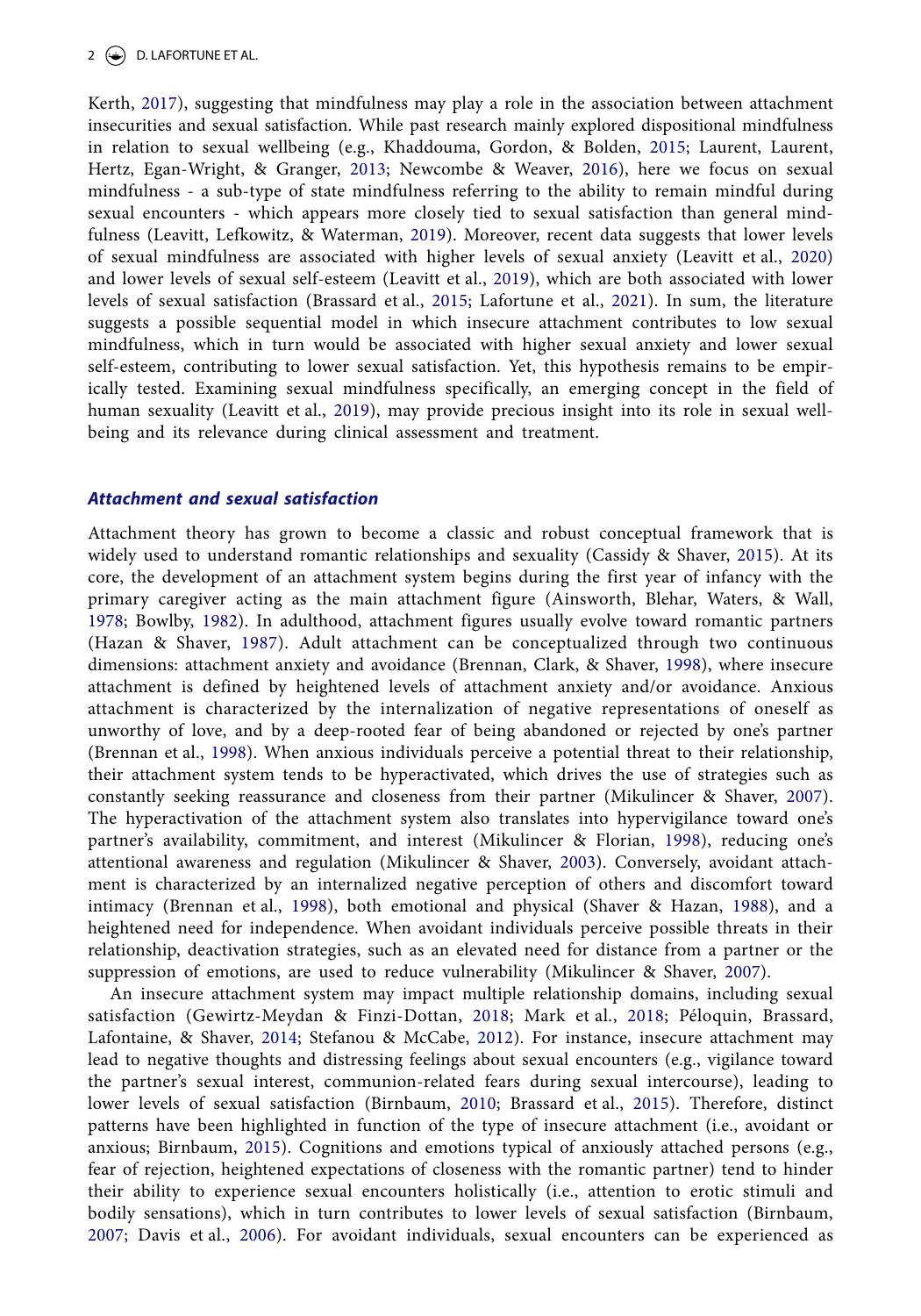Kerth, 2017), suggesting that mindfulness may play a role in the association between attachment insecurities and sexual satisfaction. While past research mainly explored dispositional mindfulness in relation to sexual wellbeing (e.g., Khaddouma, Gordon, & Bolden, 2015; Laurent, Laurent, Hertz, Egan-Wright, & Granger, 2013; Newcombe & Weaver, 2016), here we focus on sexual mindfulness - a sub-type of state mindfulness referring to the ability to remain mindful during sexual encounters - which appears more closely tied to sexual satisfaction than general mindfulness (Leavitt, Lefkowitz, & Waterman, 2019). Moreover, recent data suggests that lower levels of sexual mindfulness are associated with higher levels of sexual anxiety (Leavitt et al., 2020) and lower levels of sexual self-esteem (Leavitt et al., 2019), which are both associated with lower levels of sexual satisfaction (Brassard et al., 2015; Lafortune et al., 2021). In sum, the literature suggests a possible sequential model in which insecure attachment contributes to low sexual mindfulness, which in turn would be associated with higher sexual anxiety and lower sexual self-esteem, contributing to lower sexual satisfaction. Yet, this hypothesis remains to be empirically tested. Examining sexual mindfulness specifically, an emerging concept in the field of human sexuality (Leavitt et al., 2019), may provide precious insight into its role in sexual wellbeing and its relevance during clinical assessment and treatment.

## *Attachment and sexual satisfaction*

Attachment theory has grown to become a classic and robust conceptual framework that is widely used to understand romantic relationships and sexuality (Cassidy & Shaver, 2015). At its core, the development of an attachment system begins during the first year of infancy with the primary caregiver acting as the main attachment figure (Ainsworth, Blehar, Waters, & Wall, 1978; Bowlby, 1982). In adulthood, attachment figures usually evolve toward romantic partners (Hazan & Shaver, 1987). Adult attachment can be conceptualized through two continuous dimensions: attachment anxiety and avoidance (Brennan, Clark, & Shaver, 1998), where insecure attachment is defined by heightened levels of attachment anxiety and/or avoidance. Anxious attachment is characterized by the internalization of negative representations of oneself as unworthy of love, and by a deep-rooted fear of being abandoned or rejected by one's partner (Brennan et al., 1998). When anxious individuals perceive a potential threat to their relationship, their attachment system tends to be hyperactivated, which drives the use of strategies such as constantly seeking reassurance and closeness from their partner (Mikulincer & Shaver, 2007). The hyperactivation of the attachment system also translates into hypervigilance toward one's partner's availability, commitment, and interest (Mikulincer & Florian, 1998), reducing one's attentional awareness and regulation (Mikulincer & Shaver, 2003). Conversely, avoidant attachment is characterized by an internalized negative perception of others and discomfort toward intimacy (Brennan et al., 1998), both emotional and physical (Shaver & Hazan, 1988), and a heightened need for independence. When avoidant individuals perceive possible threats in their relationship, deactivation strategies, such as an elevated need for distance from a partner or the suppression of emotions, are used to reduce vulnerability (Mikulincer & Shaver, 2007).

An insecure attachment system may impact multiple relationship domains, including sexual satisfaction (Gewirtz-Meydan & Finzi-Dottan, 2018; Mark et al., 2018; Péloquin, Brassard, Lafontaine, & Shaver, 2014; Stefanou & McCabe, 2012). For instance, insecure attachment may lead to negative thoughts and distressing feelings about sexual encounters (e.g., vigilance toward the partner's sexual interest, communion-related fears during sexual intercourse), leading to lower levels of sexual satisfaction (Birnbaum, 2010; Brassard et al., 2015). Therefore, distinct patterns have been highlighted in function of the type of insecure attachment (i.e., avoidant or anxious; Birnbaum, 2015). Cognitions and emotions typical of anxiously attached persons (e.g., fear of rejection, heightened expectations of closeness with the romantic partner) tend to hinder their ability to experience sexual encounters holistically (i.e., attention to erotic stimuli and bodily sensations), which in turn contributes to lower levels of sexual satisfaction (Birnbaum, 2007; Davis et al., 2006). For avoidant individuals, sexual encounters can be experienced as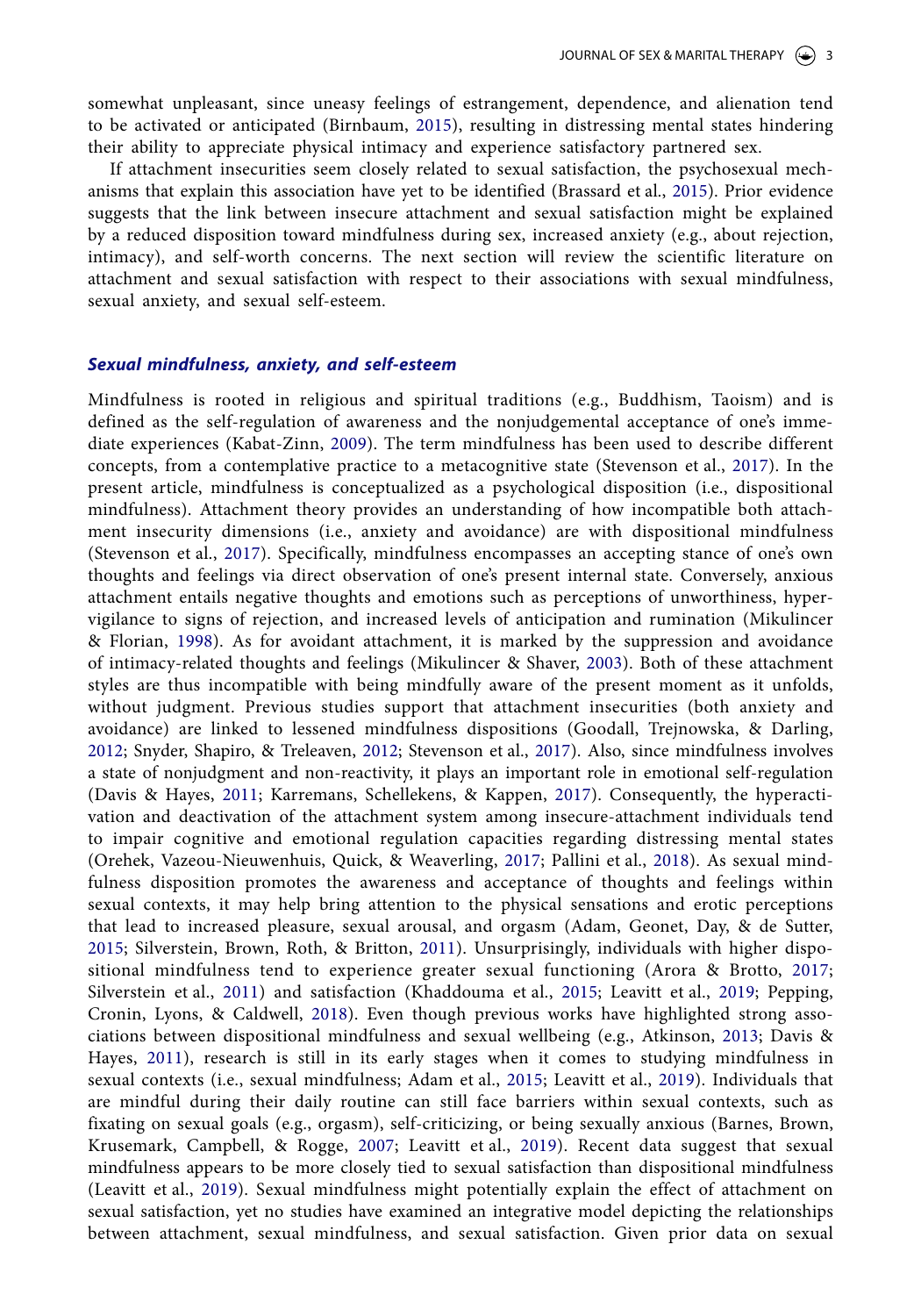somewhat unpleasant, since uneasy feelings of estrangement, dependence, and alienation tend to be activated or anticipated (Birnbaum, 2015), resulting in distressing mental states hindering their ability to appreciate physical intimacy and experience satisfactory partnered sex.

If attachment insecurities seem closely related to sexual satisfaction, the psychosexual mechanisms that explain this association have yet to be identified (Brassard et al., 2015). Prior evidence suggests that the link between insecure attachment and sexual satisfaction might be explained by a reduced disposition toward mindfulness during sex, increased anxiety (e.g., about rejection, intimacy), and self-worth concerns. The next section will review the scientific literature on attachment and sexual satisfaction with respect to their associations with sexual mindfulness, sexual anxiety, and sexual self-esteem.

### *Sexual mindfulness, anxiety, and self-esteem*

Mindfulness is rooted in religious and spiritual traditions (e.g., Buddhism, Taoism) and is defined as the self-regulation of awareness and the nonjudgemental acceptance of one's immediate experiences (Kabat-Zinn, 2009). The term mindfulness has been used to describe different concepts, from a contemplative practice to a metacognitive state (Stevenson et al., 2017). In the present article, mindfulness is conceptualized as a psychological disposition (i.e., dispositional mindfulness). Attachment theory provides an understanding of how incompatible both attachment insecurity dimensions (i.e., anxiety and avoidance) are with dispositional mindfulness (Stevenson et al., 2017). Specifically, mindfulness encompasses an accepting stance of one's own thoughts and feelings via direct observation of one's present internal state. Conversely, anxious attachment entails negative thoughts and emotions such as perceptions of unworthiness, hypervigilance to signs of rejection, and increased levels of anticipation and rumination (Mikulincer & Florian, 1998). As for avoidant attachment, it is marked by the suppression and avoidance of intimacy-related thoughts and feelings (Mikulincer & Shaver, 2003). Both of these attachment styles are thus incompatible with being mindfully aware of the present moment as it unfolds, without judgment. Previous studies support that attachment insecurities (both anxiety and avoidance) are linked to lessened mindfulness dispositions (Goodall, Trejnowska, & Darling, 2012; Snyder, Shapiro, & Treleaven, 2012; Stevenson et al., 2017). Also, since mindfulness involves a state of nonjudgment and non-reactivity, it plays an important role in emotional self-regulation (Davis & Hayes, 2011; Karremans, Schellekens, & Kappen, 2017). Consequently, the hyperactivation and deactivation of the attachment system among insecure-attachment individuals tend to impair cognitive and emotional regulation capacities regarding distressing mental states (Orehek, Vazeou-Nieuwenhuis, Quick, & Weaverling, 2017; Pallini et al., 2018). As sexual mindfulness disposition promotes the awareness and acceptance of thoughts and feelings within sexual contexts, it may help bring attention to the physical sensations and erotic perceptions that lead to increased pleasure, sexual arousal, and orgasm (Adam, Geonet, Day, & de Sutter, 2015; Silverstein, Brown, Roth, & Britton, 2011). Unsurprisingly, individuals with higher dispositional mindfulness tend to experience greater sexual functioning (Arora & Brotto, 2017; Silverstein et al., 2011) and satisfaction (Khaddouma et al., 2015; Leavitt et al., 2019; Pepping, Cronin, Lyons, & Caldwell, 2018). Even though previous works have highlighted strong associations between dispositional mindfulness and sexual wellbeing (e.g., Atkinson, 2013; Davis & Hayes, 2011), research is still in its early stages when it comes to studying mindfulness in sexual contexts (i.e., sexual mindfulness; Adam et al., 2015; Leavitt et al., 2019). Individuals that are mindful during their daily routine can still face barriers within sexual contexts, such as fixating on sexual goals (e.g., orgasm), self-criticizing, or being sexually anxious (Barnes, Brown, Krusemark, Campbell, & Rogge, 2007; Leavitt et al., 2019). Recent data suggest that sexual mindfulness appears to be more closely tied to sexual satisfaction than dispositional mindfulness (Leavitt et al., 2019). Sexual mindfulness might potentially explain the effect of attachment on sexual satisfaction, yet no studies have examined an integrative model depicting the relationships between attachment, sexual mindfulness, and sexual satisfaction. Given prior data on sexual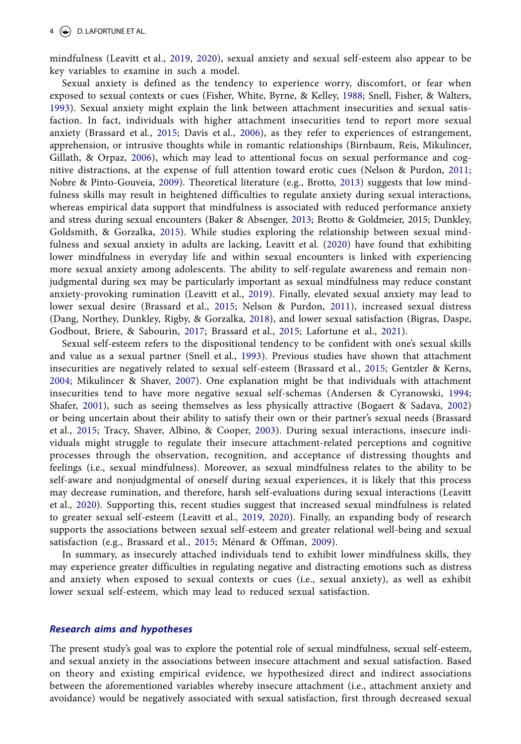mindfulness (Leavitt et al., 2019, 2020), sexual anxiety and sexual self-esteem also appear to be key variables to examine in such a model.

Sexual anxiety is defined as the tendency to experience worry, discomfort, or fear when exposed to sexual contexts or cues (Fisher, White, Byrne, & Kelley, 1988; Snell, Fisher, & Walters, 1993). Sexual anxiety might explain the link between attachment insecurities and sexual satisfaction. In fact, individuals with higher attachment insecurities tend to report more sexual anxiety (Brassard et al., 2015; Davis et al., 2006), as they refer to experiences of estrangement, apprehension, or intrusive thoughts while in romantic relationships (Birnbaum, Reis, Mikulincer, Gillath, & Orpaz, 2006), which may lead to attentional focus on sexual performance and cognitive distractions, at the expense of full attention toward erotic cues (Nelson & Purdon, 2011; Nobre & Pinto-Gouveia, 2009). Theoretical literature (e.g., Brotto, 2013) suggests that low mindfulness skills may result in heightened difficulties to regulate anxiety during sexual interactions, whereas empirical data support that mindfulness is associated with reduced performance anxiety and stress during sexual encounters (Baker & Absenger, 2013; Brotto & Goldmeier, 2015; Dunkley, Goldsmith, & Gorzalka, 2015). While studies exploring the relationship between sexual mindfulness and sexual anxiety in adults are lacking, Leavitt et al. (2020) have found that exhibiting lower mindfulness in everyday life and within sexual encounters is linked with experiencing more sexual anxiety among adolescents. The ability to self-regulate awareness and remain nonjudgmental during sex may be particularly important as sexual mindfulness may reduce constant anxiety-provoking rumination (Leavitt et al., 2019). Finally, elevated sexual anxiety may lead to lower sexual desire (Brassard et al., 2015; Nelson & Purdon, 2011), increased sexual distress (Dang, Northey, Dunkley, Rigby, & Gorzalka, 2018), and lower sexual satisfaction (Bigras, Daspe, Godbout, Briere, & Sabourin, 2017; Brassard et al., 2015; Lafortune et al., 2021).

Sexual self-esteem refers to the dispositional tendency to be confident with one's sexual skills and value as a sexual partner (Snell et al., 1993). Previous studies have shown that attachment insecurities are negatively related to sexual self-esteem (Brassard et al., 2015; Gentzler & Kerns, 2004; Mikulincer & Shaver, 2007). One explanation might be that individuals with attachment insecurities tend to have more negative sexual self-schemas (Andersen & Cyranowski, 1994; Shafer, 2001), such as seeing themselves as less physically attractive (Bogaert & Sadava, 2002) or being uncertain about their ability to satisfy their own or their partner's sexual needs (Brassard et al., 2015; Tracy, Shaver, Albino, & Cooper, 2003). During sexual interactions, insecure individuals might struggle to regulate their insecure attachment-related perceptions and cognitive processes through the observation, recognition, and acceptance of distressing thoughts and feelings (i.e., sexual mindfulness). Moreover, as sexual mindfulness relates to the ability to be self-aware and nonjudgmental of oneself during sexual experiences, it is likely that this process may decrease rumination, and therefore, harsh self-evaluations during sexual interactions (Leavitt et al., 2020). Supporting this, recent studies suggest that increased sexual mindfulness is related to greater sexual self-esteem (Leavitt et al., 2019, 2020). Finally, an expanding body of research supports the associations between sexual self-esteem and greater relational well-being and sexual satisfaction (e.g., Brassard et al., 2015; Ménard & Offman, 2009).

In summary, as insecurely attached individuals tend to exhibit lower mindfulness skills, they may experience greater difficulties in regulating negative and distracting emotions such as distress and anxiety when exposed to sexual contexts or cues (i.e., sexual anxiety), as well as exhibit lower sexual self-esteem, which may lead to reduced sexual satisfaction.

### *Research aims and hypotheses*

The present study's goal was to explore the potential role of sexual mindfulness, sexual self-esteem, and sexual anxiety in the associations between insecure attachment and sexual satisfaction. Based on theory and existing empirical evidence, we hypothesized direct and indirect associations between the aforementioned variables whereby insecure attachment (i.e., attachment anxiety and avoidance) would be negatively associated with sexual satisfaction, first through decreased sexual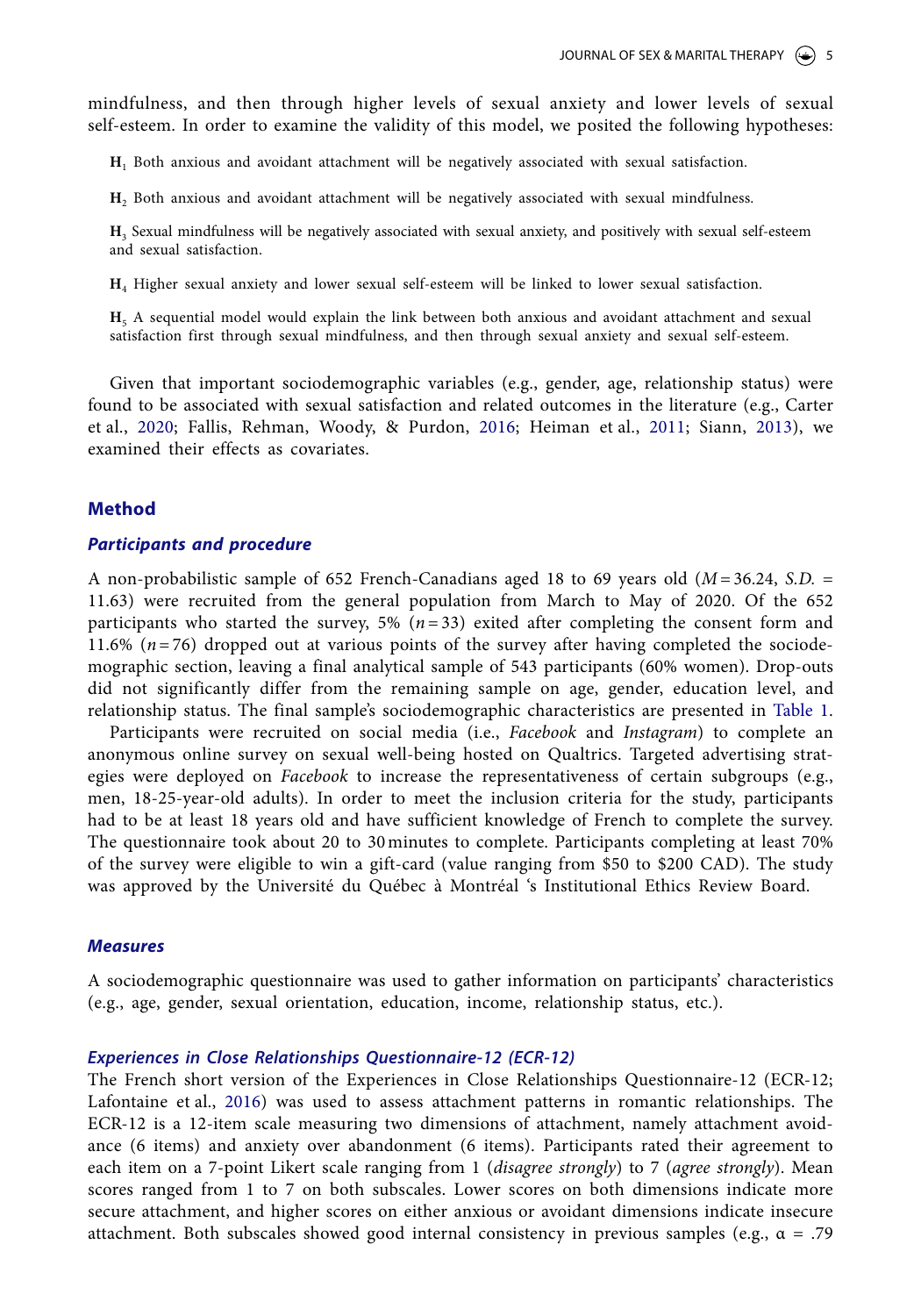mindfulness, and then through higher levels of sexual anxiety and lower levels of sexual self-esteem. In order to examine the validity of this model, we posited the following hypotheses:

**H$_1$** Both anxious and avoidant attachment will be negatively associated with sexual satisfaction.

**H$_2$** Both anxious and avoidant attachment will be negatively associated with sexual mindfulness.

**H$_3$** Sexual mindfulness will be negatively associated with sexual anxiety, and positively with sexual self-esteem and sexual satisfaction.

**H$_4$** Higher sexual anxiety and lower sexual self-esteem will be linked to lower sexual satisfaction.

**H$_5$** A sequential model would explain the link between both anxious and avoidant attachment and sexual satisfaction first through sexual mindfulness, and then through sexual anxiety and sexual self-esteem.

Given that important sociodemographic variables (e.g., gender, age, relationship status) were found to be associated with sexual satisfaction and related outcomes in the literature (e.g., Carter et al., 2020; Fallis, Rehman, Woody, & Purdon, 2016; Heiman et al., 2011; Siann, 2013), we examined their effects as covariates.

## Method

### *Participants and procedure*

A non-probabilistic sample of 652 French-Canadians aged 18 to 69 years old ($M = 36.24$, $S.D. = 11.63$) were recruited from the general population from March to May of 2020. Of the 652 participants who started the survey, 5% ($n = 33$) exited after completing the consent form and 11.6% ($n = 76$) dropped out at various points of the survey after having completed the sociodemographic section, leaving a final analytical sample of 543 participants (60% women). Drop-outs did not significantly differ from the remaining sample on age, gender, education level, and relationship status. The final sample's sociodemographic characteristics are presented in Table 1.

Participants were recruited on social media (i.e., *Facebook* and *Instagram*) to complete an anonymous online survey on sexual well-being hosted on Qualtrics. Targeted advertising strategies were deployed on *Facebook* to increase the representativeness of certain subgroups (e.g., men, 18-25-year-old adults). In order to meet the inclusion criteria for the study, participants had to be at least 18 years old and have sufficient knowledge of French to complete the survey. The questionnaire took about 20 to 30 minutes to complete. Participants completing at least 70% of the survey were eligible to win a gift-card (value ranging from \$50 to \$200 CAD). The study was approved by the Université du Québec à Montréal 's Institutional Ethics Review Board.

### *Measures*

A sociodemographic questionnaire was used to gather information on participants' characteristics (e.g., age, gender, sexual orientation, education, income, relationship status, etc.).

#### *Experiences in Close Relationships Questionnaire-12 (ECR-12)*

The French short version of the Experiences in Close Relationships Questionnaire-12 (ECR-12; Lafontaine et al., 2016) was used to assess attachment patterns in romantic relationships. The ECR-12 is a 12-item scale measuring two dimensions of attachment, namely attachment avoidance (6 items) and anxiety over abandonment (6 items). Participants rated their agreement to each item on a 7-point Likert scale ranging from 1 (*disagree strongly*) to 7 (*agree strongly*). Mean scores ranged from 1 to 7 on both subscales. Lower scores on both dimensions indicate more secure attachment, and higher scores on either anxious or avoidant dimensions indicate insecure attachment. Both subscales showed good internal consistency in previous samples (e.g., $\alpha$ = .79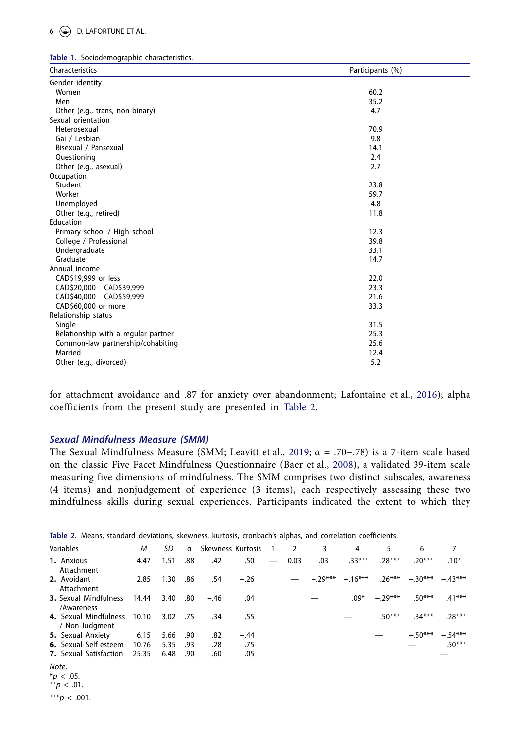Table 1. Sociodemographic characteristics.

| Characteristics | Participants (%) |
|---|---|
| Gender identity | |
| Women | 60.2 |
| Men | 35.2 |
| Other (e.g., trans, non-binary) | 4.7 |
| Sexual orientation | |
| Heterosexual | 70.9 |
| Gai / Lesbian | 9.8 |
| Bisexual / Pansexual | 14.1 |
| Questioning | 2.4 |
| Other (e.g., asexual) | 2.7 |
| Occupation | |
| Student | 23.8 |
| Worker | 59.7 |
| Unemployed | 4.8 |
| Other (e.g., retired) | 11.8 |
| Education | |
| Primary school / High school | 12.3 |
| College / Professional | 39.8 |
| Undergraduate | 33.1 |
| Graduate | 14.7 |
| Annual income | |
| CAD$19,999 or less | 22.0 |
| CAD$20,000 - CAD$39,999 | 23.3 |
| CAD$40,000 - CAD$59,999 | 21.6 |
| CAD$60,000 or more | 33.3 |
| Relationship status | |
| Single | 31.5 |
| Relationship with a regular partner | 25.3 |
| Common-law partnership/cohabiting | 25.6 |
| Married | 12.4 |
| Other (e.g., divorced) | 5.2 |

for attachment avoidance and .87 for anxiety over abandonment; Lafontaine et al., 2016); alpha coefficients from the present study are presented in Table 2.

### Sexual Mindfulness Measure (SMM)

The Sexual Mindfulness Measure (SMM; Leavitt et al., 2019; α = .70–.78) is a 7-item scale based on the classic Five Facet Mindfulness Questionnaire (Baer et al., 2008), a validated 39-item scale measuring five dimensions of mindfulness. The SMM comprises two distinct subscales, awareness (4 items) and nonjudgement of experience (3 items), each respectively assessing these two mindfulness skills during sexual experiences. Participants indicated the extent to which they

Table 2. Means, standard deviations, skewness, kurtosis, cronbach's alphas, and correlation coefficients.

| Variables | *M* | *SD* | α | Skewness | Kurtosis | 1 | 2 | 3 | 4 | 5 | 6 | 7 |
|---|---|---|---|---|---|---|---|---|---|---|---|---|
| **1.** Anxious Attachment | 4.47 | 1.51 | .88 | −.42 | −.50 | — | 0.03 | −.03 | −.33*** | .28*** | −.20*** | −.10* |
| **2.** Avoidant Attachment | 2.85 | 1.30 | .86 | .54 | −.26 | | — | −.29*** | −.16*** | .26*** | −.30*** | −.43*** |
| **3.** Sexual Mindfulness /Awareness | 14.44 | 3.40 | .80 | −.46 | .04 | | | — | .09* | −.29*** | .50*** | .41*** |
| **4.** Sexual Mindfulness / Non-Judgment | 10.10 | 3.02 | .75 | −.34 | −.55 | | | | — | −.50*** | .34*** | .28*** |
| **5.** Sexual Anxiety | 6.15 | 5.66 | .90 | .82 | −.44 | | | | | — | −.50*** | −.54*** |
| **6.** Sexual Self-esteem | 10.76 | 5.35 | .93 | −.28 | −.75 | | | | | | — | .50*** |
| **7.** Sexual Satisfaction | 25.35 | 6.48 | .90 | −.60 | .05 | | | | | | | — |

*Note.*
*$p < .05$.
**$p < .01$.
***$p < .001$.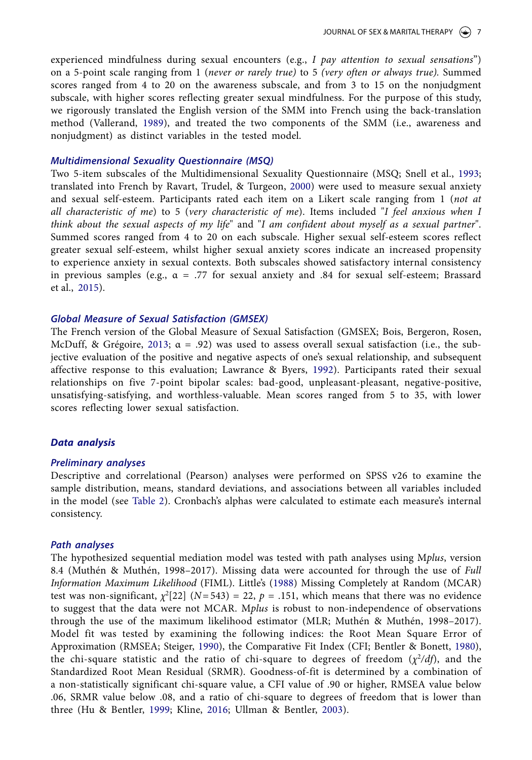experienced mindfulness during sexual encounters (e.g., *I pay attention to sexual sensations*") on a 5-point scale ranging from 1 (*never or rarely true)* to 5 *(very often or always true).* Summed scores ranged from 4 to 20 on the awareness subscale, and from 3 to 15 on the nonjudgment subscale, with higher scores reflecting greater sexual mindfulness. For the purpose of this study, we rigorously translated the English version of the SMM into French using the back-translation method (Vallerand, 1989), and treated the two components of the SMM (i.e., awareness and nonjudgment) as distinct variables in the tested model.

### *Multidimensional Sexuality Questionnaire (MSQ)*

Two 5-item subscales of the Multidimensional Sexuality Questionnaire (MSQ; Snell et al., 1993; translated into French by Ravart, Trudel, & Turgeon, 2000) were used to measure sexual anxiety and sexual self-esteem. Participants rated each item on a Likert scale ranging from 1 (*not at all characteristic of me*) to 5 (*very characteristic of me*). Items included "*I feel anxious when I think about the sexual aspects of my life*" and "*I am confident about myself as a sexual partner*". Summed scores ranged from 4 to 20 on each subscale. Higher sexual self-esteem scores reflect greater sexual self-esteem, whilst higher sexual anxiety scores indicate an increased propensity to experience anxiety in sexual contexts. Both subscales showed satisfactory internal consistency in previous samples (e.g., α = .77 for sexual anxiety and .84 for sexual self-esteem; Brassard et al., 2015).

### *Global Measure of Sexual Satisfaction (GMSEX)*

The French version of the Global Measure of Sexual Satisfaction (GMSEX; Bois, Bergeron, Rosen, McDuff, & Grégoire, 2013; α = .92) was used to assess overall sexual satisfaction (i.e., the subjective evaluation of the positive and negative aspects of one's sexual relationship, and subsequent affective response to this evaluation; Lawrance & Byers, 1992). Participants rated their sexual relationships on five 7-point bipolar scales: bad-good, unpleasant-pleasant, negative-positive, unsatisfying-satisfying, and worthless-valuable. Mean scores ranged from 5 to 35, with lower scores reflecting lower sexual satisfaction.

## *Data analysis*

### *Preliminary analyses*

Descriptive and correlational (Pearson) analyses were performed on SPSS v26 to examine the sample distribution, means, standard deviations, and associations between all variables included in the model (see Table 2). Cronbach's alphas were calculated to estimate each measure's internal consistency.

### *Path analyses*

The hypothesized sequential mediation model was tested with path analyses using M*plus*, version 8.4 (Muthén & Muthén, 1998–2017). Missing data were accounted for through the use of *Full Information Maximum Likelihood* (FIML). Little's (1988) Missing Completely at Random (MCAR) test was non-significant, $\chi^2[22]$ ($N = 543$) = 22, $p$ = .151, which means that there was no evidence to suggest that the data were not MCAR. M*plus* is robust to non-independence of observations through the use of the maximum likelihood estimator (MLR; Muthén & Muthén, 1998–2017). Model fit was tested by examining the following indices: the Root Mean Square Error of Approximation (RMSEA; Steiger, 1990), the Comparative Fit Index (CFI; Bentler & Bonett, 1980), the chi-square statistic and the ratio of chi-square to degrees of freedom ($\chi^2/df$), and the Standardized Root Mean Residual (SRMR). Goodness-of-fit is determined by a combination of a non-statistically significant chi-square value, a CFI value of .90 or higher, RMSEA value below .06, SRMR value below .08, and a ratio of chi-square to degrees of freedom that is lower than three (Hu & Bentler, 1999; Kline, 2016; Ullman & Bentler, 2003).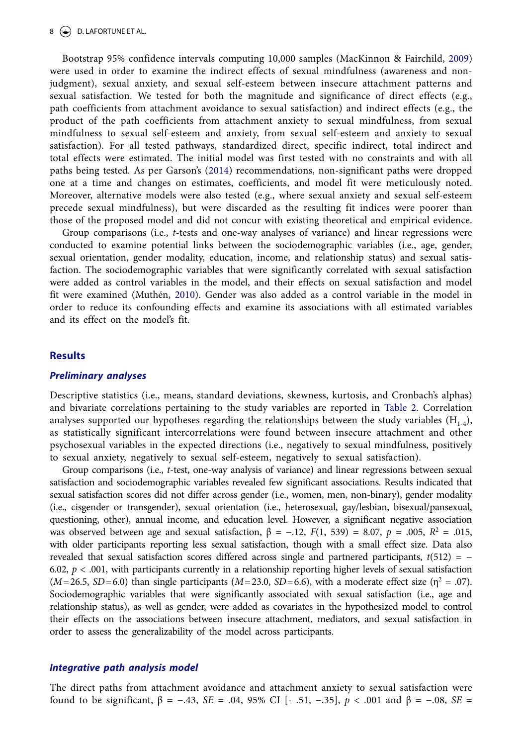Bootstrap 95% confidence intervals computing 10,000 samples (MacKinnon & Fairchild, 2009) were used in order to examine the indirect effects of sexual mindfulness (awareness and non-judgment), sexual anxiety, and sexual self-esteem between insecure attachment patterns and sexual satisfaction. We tested for both the magnitude and significance of direct effects (e.g., path coefficients from attachment avoidance to sexual satisfaction) and indirect effects (e.g., the product of the path coefficients from attachment anxiety to sexual mindfulness, from sexual mindfulness to sexual self-esteem and anxiety, from sexual self-esteem and anxiety to sexual satisfaction). For all tested pathways, standardized direct, specific indirect, total indirect and total effects were estimated. The initial model was first tested with no constraints and with all paths being tested. As per Garson's (2014) recommendations, non-significant paths were dropped one at a time and changes on estimates, coefficients, and model fit were meticulously noted. Moreover, alternative models were also tested (e.g., where sexual anxiety and sexual self-esteem precede sexual mindfulness), but were discarded as the resulting fit indices were poorer than those of the proposed model and did not concur with existing theoretical and empirical evidence.

Group comparisons (i.e., *t*-tests and one-way analyses of variance) and linear regressions were conducted to examine potential links between the sociodemographic variables (i.e., age, gender, sexual orientation, gender modality, education, income, and relationship status) and sexual satisfaction. The sociodemographic variables that were significantly correlated with sexual satisfaction were added as control variables in the model, and their effects on sexual satisfaction and model fit were examined (Muthén, 2010). Gender was also added as a control variable in the model in order to reduce its confounding effects and examine its associations with all estimated variables and its effect on the model's fit.

## Results

### Preliminary analyses

Descriptive statistics (i.e., means, standard deviations, skewness, kurtosis, and Cronbach's alphas) and bivariate correlations pertaining to the study variables are reported in Table 2. Correlation analyses supported our hypotheses regarding the relationships between the study variables ($H_{1-4}$), as statistically significant intercorrelations were found between insecure attachment and other psychosexual variables in the expected directions (i.e., negatively to sexual mindfulness, positively to sexual anxiety, negatively to sexual self-esteem, negatively to sexual satisfaction).

Group comparisons (i.e., *t*-test, one-way analysis of variance) and linear regressions between sexual satisfaction and sociodemographic variables revealed few significant associations. Results indicated that sexual satisfaction scores did not differ across gender (i.e., women, men, non-binary), gender modality (i.e., cisgender or transgender), sexual orientation (i.e., heterosexual, gay/lesbian, bisexual/pansexual, questioning, other), annual income, and education level. However, a significant negative association was observed between age and sexual satisfaction, $\beta = -.12$, $F(1, 539) = 8.07$, $p = .005$, $R^2 = .015$, with older participants reporting less sexual satisfaction, though with a small effect size. Data also revealed that sexual satisfaction scores differed across single and partnered participants, $t(512) = -6.02$, $p < .001$, with participants currently in a relationship reporting higher levels of sexual satisfaction ($M$=26.5, $SD$=6.0) than single participants ($M$=23.0, $SD$=6.6), with a moderate effect size ($\eta^2 = .07$). Sociodemographic variables that were significantly associated with sexual satisfaction (i.e., age and relationship status), as well as gender, were added as covariates in the hypothesized model to control their effects on the associations between insecure attachment, mediators, and sexual satisfaction in order to assess the generalizability of the model across participants.

### Integrative path analysis model

The direct paths from attachment avoidance and attachment anxiety to sexual satisfaction were found to be significant, $\beta = -.43$, $SE = .04$, 95% CI [- .51, −.35], $p < .001$ and $\beta = -.08$, $SE$ =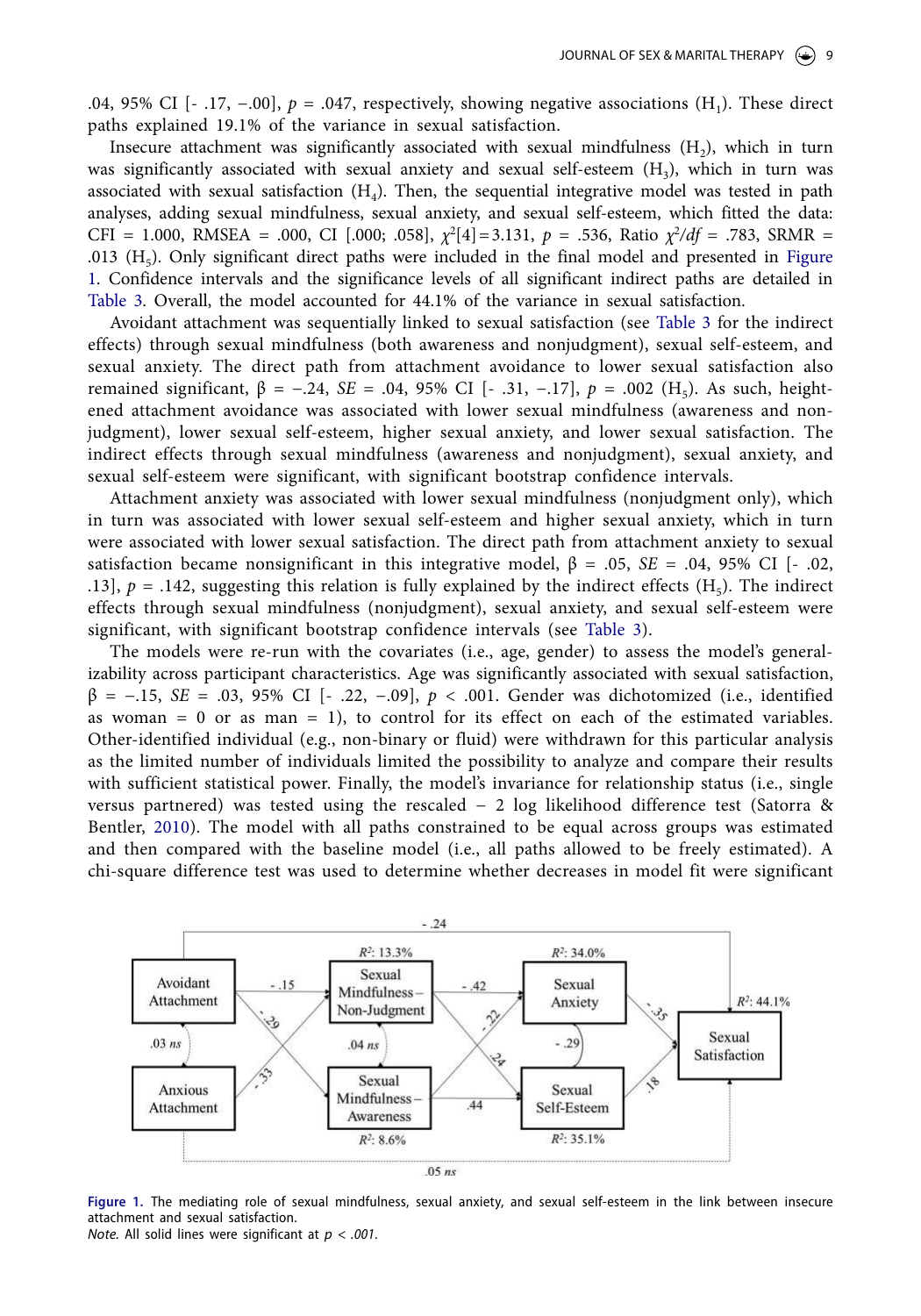.04, 95% CI [- .17, −.00], $p$ = .047, respectively, showing negative associations ($H_1$). These direct paths explained 19.1% of the variance in sexual satisfaction.

Insecure attachment was significantly associated with sexual mindfulness ($H_2$), which in turn was significantly associated with sexual anxiety and sexual self-esteem ($H_3$), which in turn was associated with sexual satisfaction ($H_4$). Then, the sequential integrative model was tested in path analyses, adding sexual mindfulness, sexual anxiety, and sexual self-esteem, which fitted the data: CFI = 1.000, RMSEA = .000, CI [.000; .058], $\chi^2[4] = 3.131$, $p$ = .536, Ratio $\chi^2/df$ = .783, SRMR = .013 ($H_5$). Only significant direct paths were included in the final model and presented in Figure 1. Confidence intervals and the significance levels of all significant indirect paths are detailed in Table 3. Overall, the model accounted for 44.1% of the variance in sexual satisfaction.

Avoidant attachment was sequentially linked to sexual satisfaction (see Table 3 for the indirect effects) through sexual mindfulness (both awareness and nonjudgment), sexual self-esteem, and sexual anxiety. The direct path from attachment avoidance to lower sexual satisfaction also remained significant, β = −.24, $SE$ = .04, 95% CI [- .31, −.17], $p$ = .002 ($H_5$). As such, heightened attachment avoidance was associated with lower sexual mindfulness (awareness and nonjudgment), lower sexual self-esteem, higher sexual anxiety, and lower sexual satisfaction. The indirect effects through sexual mindfulness (awareness and nonjudgment), sexual anxiety, and sexual self-esteem were significant, with significant bootstrap confidence intervals.

Attachment anxiety was associated with lower sexual mindfulness (nonjudgment only), which in turn was associated with lower sexual self-esteem and higher sexual anxiety, which in turn were associated with lower sexual satisfaction. The direct path from attachment anxiety to sexual satisfaction became nonsignificant in this integrative model, β = .05, $SE$ = .04, 95% CI [- .02, .13], $p$ = .142, suggesting this relation is fully explained by the indirect effects ($H_5$). The indirect effects through sexual mindfulness (nonjudgment), sexual anxiety, and sexual self-esteem were significant, with significant bootstrap confidence intervals (see Table 3).

The models were re-run with the covariates (i.e., age, gender) to assess the model's generalizability across participant characteristics. Age was significantly associated with sexual satisfaction, β = −.15, $SE$ = .03, 95% CI [- .22, −.09], $p$ < .001. Gender was dichotomized (i.e., identified as woman = 0 or as man = 1), to control for its effect on each of the estimated variables. Other-identified individual (e.g., non-binary or fluid) were withdrawn for this particular analysis as the limited number of individuals limited the possibility to analyze and compare their results with sufficient statistical power. Finally, the model's invariance for relationship status (i.e., single versus partnered) was tested using the rescaled − 2 log likelihood difference test (Satorra & Bentler, 2010). The model with all paths constrained to be equal across groups was estimated and then compared with the baseline model (i.e., all paths allowed to be freely estimated). A chi-square difference test was used to determine whether decreases in model fit were significant

**Figure 1.** The mediating role of sexual mindfulness, sexual anxiety, and sexual self-esteem in the link between insecure attachment and sexual satisfaction.
*Note.* All solid lines were significant at $p$ < .001.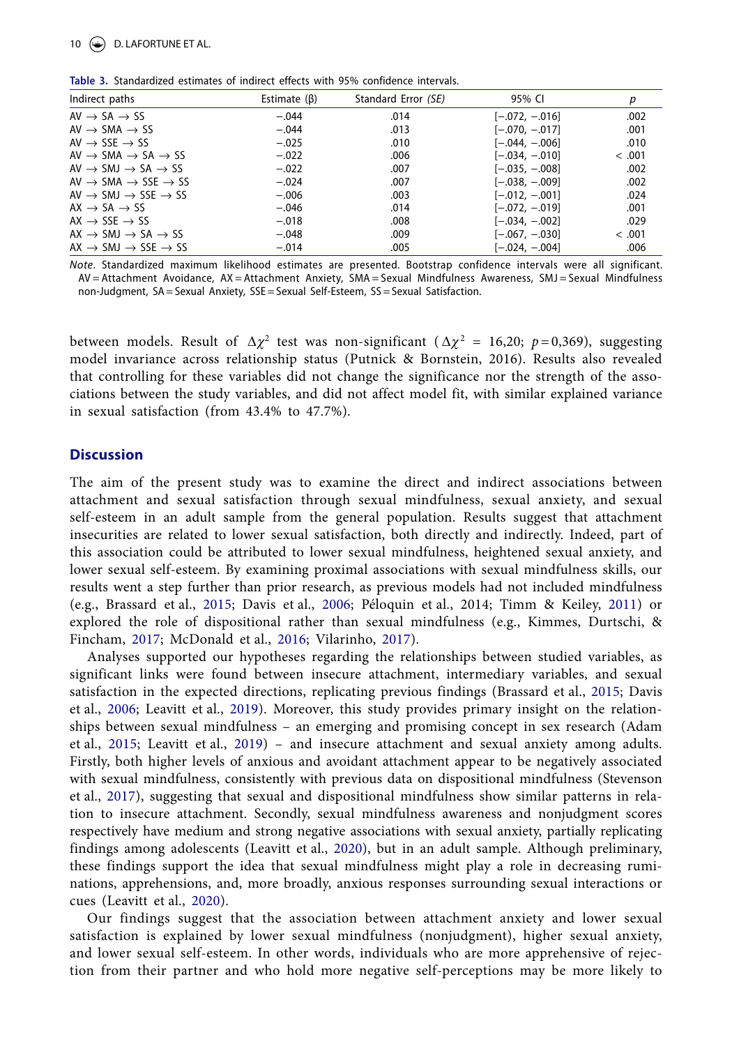**Table 3.** Standardized estimates of indirect effects with 95% confidence intervals.

| Indirect paths | Estimate (β) | Standard Error *(SE)* | 95% CI | *p* |
|---|---|---|---|---|
| AV → SA → SS | −.044 | .014 | [−.072, −.016] | .002 |
| AV → SMA → SS | −.044 | .013 | [−.070, −.017] | .001 |
| AV → SSE → SS | −.025 | .010 | [−.044, −.006] | .010 |
| AV → SMA → SA → SS | −.022 | .006 | [−.034, −.010] | < .001 |
| AV → SMJ → SA → SS | −.022 | .007 | [−.035, −.008] | .002 |
| AV → SMA → SSE → SS | −.024 | .007 | [−.038, −.009] | .002 |
| AV → SMJ → SSE → SS | −.006 | .003 | [−.012, −.001] | .024 |
| AX → SA → SS | −.046 | .014 | [−.072, −.019] | .001 |
| AX → SSE → SS | −.018 | .008 | [−.034, −.002] | .029 |
| AX → SMJ → SA → SS | −.048 | .009 | [−.067, −.030] | < .001 |
| AX → SMJ → SSE → SS | −.014 | .005 | [−.024, −.004] | .006 |

*Note*. Standardized maximum likelihood estimates are presented. Bootstrap confidence intervals were all significant. AV = Attachment Avoidance, AX = Attachment Anxiety, SMA = Sexual Mindfulness Awareness, SMJ = Sexual Mindfulness non-Judgment, SA = Sexual Anxiety, SSE = Sexual Self-Esteem, SS = Sexual Satisfaction.

between models. Result of $\Delta\chi^2$ test was non-significant ($\Delta\chi^2$ = 16,20; $p$ = 0,369), suggesting model invariance across relationship status (Putnick & Bornstein, 2016). Results also revealed that controlling for these variables did not change the significance nor the strength of the associations between the study variables, and did not affect model fit, with similar explained variance in sexual satisfaction (from 43.4% to 47.7%).

## Discussion

The aim of the present study was to examine the direct and indirect associations between attachment and sexual satisfaction through sexual mindfulness, sexual anxiety, and sexual self-esteem in an adult sample from the general population. Results suggest that attachment insecurities are related to lower sexual satisfaction, both directly and indirectly. Indeed, part of this association could be attributed to lower sexual mindfulness, heightened sexual anxiety, and lower sexual self-esteem. By examining proximal associations with sexual mindfulness skills, our results went a step further than prior research, as previous models had not included mindfulness (e.g., Brassard et al., 2015; Davis et al., 2006; Péloquin et al., 2014; Timm & Keiley, 2011) or explored the role of dispositional rather than sexual mindfulness (e.g., Kimmes, Durtschi, & Fincham, 2017; McDonald et al., 2016; Vilarinho, 2017).

Analyses supported our hypotheses regarding the relationships between studied variables, as significant links were found between insecure attachment, intermediary variables, and sexual satisfaction in the expected directions, replicating previous findings (Brassard et al., 2015; Davis et al., 2006; Leavitt et al., 2019). Moreover, this study provides primary insight on the relationships between sexual mindfulness – an emerging and promising concept in sex research (Adam et al., 2015; Leavitt et al., 2019) – and insecure attachment and sexual anxiety among adults. Firstly, both higher levels of anxious and avoidant attachment appear to be negatively associated with sexual mindfulness, consistently with previous data on dispositional mindfulness (Stevenson et al., 2017), suggesting that sexual and dispositional mindfulness show similar patterns in relation to insecure attachment. Secondly, sexual mindfulness awareness and nonjudgment scores respectively have medium and strong negative associations with sexual anxiety, partially replicating findings among adolescents (Leavitt et al., 2020), but in an adult sample. Although preliminary, these findings support the idea that sexual mindfulness might play a role in decreasing ruminations, apprehensions, and, more broadly, anxious responses surrounding sexual interactions or cues (Leavitt et al., 2020).

Our findings suggest that the association between attachment anxiety and lower sexual satisfaction is explained by lower sexual mindfulness (nonjudgment), higher sexual anxiety, and lower sexual self-esteem. In other words, individuals who are more apprehensive of rejection from their partner and who hold more negative self-perceptions may be more likely to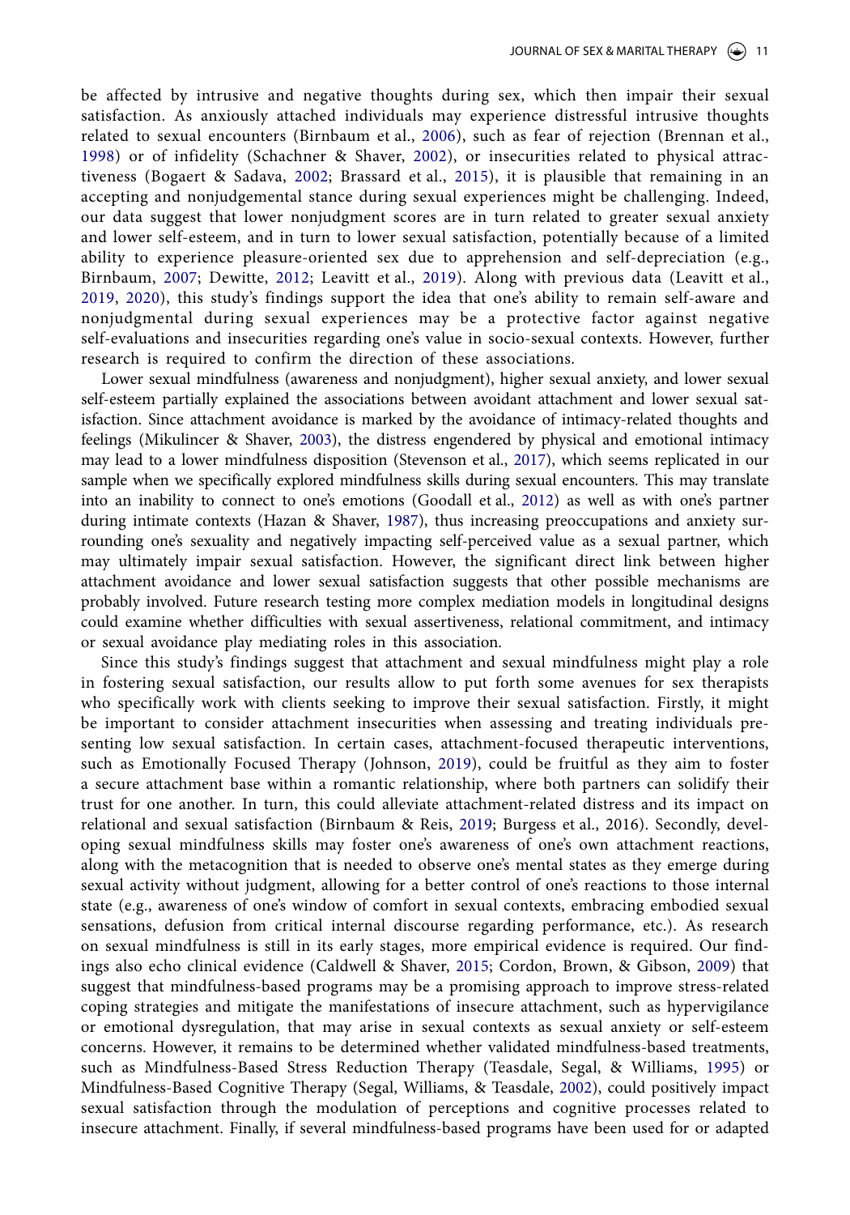be affected by intrusive and negative thoughts during sex, which then impair their sexual satisfaction. As anxiously attached individuals may experience distressful intrusive thoughts related to sexual encounters (Birnbaum et al., 2006), such as fear of rejection (Brennan et al., 1998) or of infidelity (Schachner & Shaver, 2002), or insecurities related to physical attractiveness (Bogaert & Sadava, 2002; Brassard et al., 2015), it is plausible that remaining in an accepting and nonjudgemental stance during sexual experiences might be challenging. Indeed, our data suggest that lower nonjudgment scores are in turn related to greater sexual anxiety and lower self-esteem, and in turn to lower sexual satisfaction, potentially because of a limited ability to experience pleasure-oriented sex due to apprehension and self-depreciation (e.g., Birnbaum, 2007; Dewitte, 2012; Leavitt et al., 2019). Along with previous data (Leavitt et al., 2019, 2020), this study's findings support the idea that one's ability to remain self-aware and nonjudgmental during sexual experiences may be a protective factor against negative self-evaluations and insecurities regarding one's value in socio-sexual contexts. However, further research is required to confirm the direction of these associations.

Lower sexual mindfulness (awareness and nonjudgment), higher sexual anxiety, and lower sexual self-esteem partially explained the associations between avoidant attachment and lower sexual satisfaction. Since attachment avoidance is marked by the avoidance of intimacy-related thoughts and feelings (Mikulincer & Shaver, 2003), the distress engendered by physical and emotional intimacy may lead to a lower mindfulness disposition (Stevenson et al., 2017), which seems replicated in our sample when we specifically explored mindfulness skills during sexual encounters. This may translate into an inability to connect to one's emotions (Goodall et al., 2012) as well as with one's partner during intimate contexts (Hazan & Shaver, 1987), thus increasing preoccupations and anxiety surrounding one's sexuality and negatively impacting self-perceived value as a sexual partner, which may ultimately impair sexual satisfaction. However, the significant direct link between higher attachment avoidance and lower sexual satisfaction suggests that other possible mechanisms are probably involved. Future research testing more complex mediation models in longitudinal designs could examine whether difficulties with sexual assertiveness, relational commitment, and intimacy or sexual avoidance play mediating roles in this association.

Since this study's findings suggest that attachment and sexual mindfulness might play a role in fostering sexual satisfaction, our results allow to put forth some avenues for sex therapists who specifically work with clients seeking to improve their sexual satisfaction. Firstly, it might be important to consider attachment insecurities when assessing and treating individuals presenting low sexual satisfaction. In certain cases, attachment-focused therapeutic interventions, such as Emotionally Focused Therapy (Johnson, 2019), could be fruitful as they aim to foster a secure attachment base within a romantic relationship, where both partners can solidify their trust for one another. In turn, this could alleviate attachment-related distress and its impact on relational and sexual satisfaction (Birnbaum & Reis, 2019; Burgess et al., 2016). Secondly, developing sexual mindfulness skills may foster one's awareness of one's own attachment reactions, along with the metacognition that is needed to observe one's mental states as they emerge during sexual activity without judgment, allowing for a better control of one's reactions to those internal state (e.g., awareness of one's window of comfort in sexual contexts, embracing embodied sexual sensations, defusion from critical internal discourse regarding performance, etc.). As research on sexual mindfulness is still in its early stages, more empirical evidence is required. Our findings also echo clinical evidence (Caldwell & Shaver, 2015; Cordon, Brown, & Gibson, 2009) that suggest that mindfulness-based programs may be a promising approach to improve stress-related coping strategies and mitigate the manifestations of insecure attachment, such as hypervigilance or emotional dysregulation, that may arise in sexual contexts as sexual anxiety or self-esteem concerns. However, it remains to be determined whether validated mindfulness-based treatments, such as Mindfulness-Based Stress Reduction Therapy (Teasdale, Segal, & Williams, 1995) or Mindfulness-Based Cognitive Therapy (Segal, Williams, & Teasdale, 2002), could positively impact sexual satisfaction through the modulation of perceptions and cognitive processes related to insecure attachment. Finally, if several mindfulness-based programs have been used for or adapted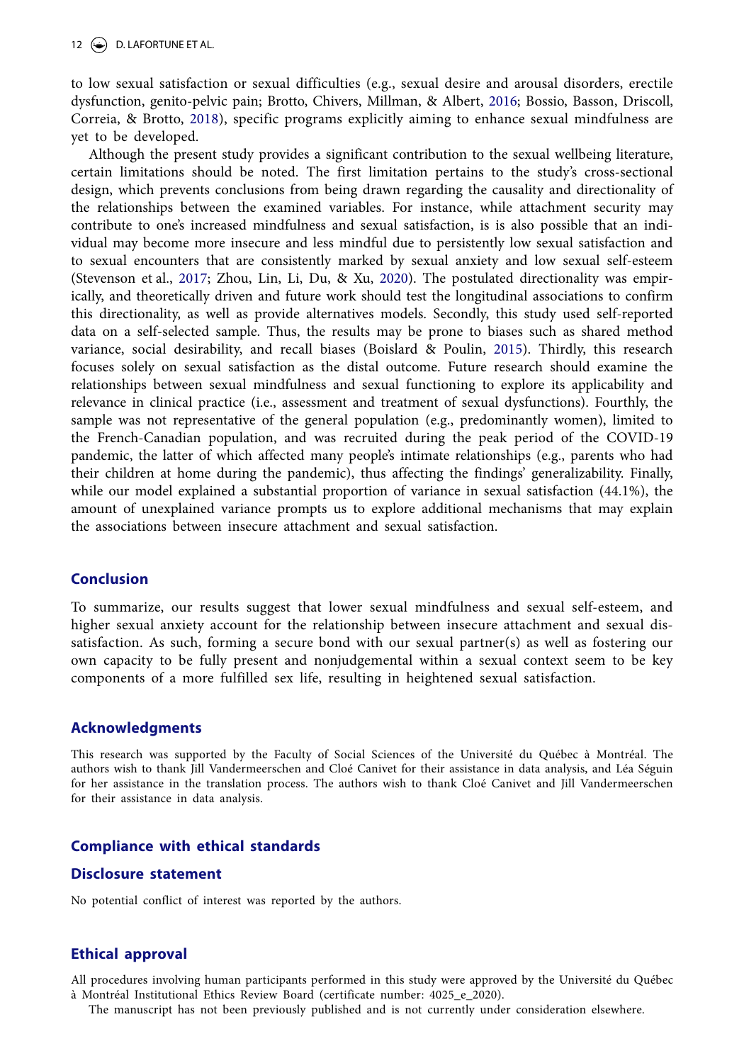to low sexual satisfaction or sexual difficulties (e.g., sexual desire and arousal disorders, erectile dysfunction, genito-pelvic pain; Brotto, Chivers, Millman, & Albert, 2016; Bossio, Basson, Driscoll, Correia, & Brotto, 2018), specific programs explicitly aiming to enhance sexual mindfulness are yet to be developed.

Although the present study provides a significant contribution to the sexual wellbeing literature, certain limitations should be noted. The first limitation pertains to the study's cross-sectional design, which prevents conclusions from being drawn regarding the causality and directionality of the relationships between the examined variables. For instance, while attachment security may contribute to one's increased mindfulness and sexual satisfaction, is is also possible that an individual may become more insecure and less mindful due to persistently low sexual satisfaction and to sexual encounters that are consistently marked by sexual anxiety and low sexual self-esteem (Stevenson et al., 2017; Zhou, Lin, Li, Du, & Xu, 2020). The postulated directionality was empirically, and theoretically driven and future work should test the longitudinal associations to confirm this directionality, as well as provide alternatives models. Secondly, this study used self-reported data on a self-selected sample. Thus, the results may be prone to biases such as shared method variance, social desirability, and recall biases (Boislard & Poulin, 2015). Thirdly, this research focuses solely on sexual satisfaction as the distal outcome. Future research should examine the relationships between sexual mindfulness and sexual functioning to explore its applicability and relevance in clinical practice (i.e., assessment and treatment of sexual dysfunctions). Fourthly, the sample was not representative of the general population (e.g., predominantly women), limited to the French-Canadian population, and was recruited during the peak period of the COVID-19 pandemic, the latter of which affected many people's intimate relationships (e.g., parents who had their children at home during the pandemic), thus affecting the findings' generalizability. Finally, while our model explained a substantial proportion of variance in sexual satisfaction (44.1%), the amount of unexplained variance prompts us to explore additional mechanisms that may explain the associations between insecure attachment and sexual satisfaction.

## Conclusion

To summarize, our results suggest that lower sexual mindfulness and sexual self-esteem, and higher sexual anxiety account for the relationship between insecure attachment and sexual dissatisfaction. As such, forming a secure bond with our sexual partner(s) as well as fostering our own capacity to be fully present and nonjudgemental within a sexual context seem to be key components of a more fulfilled sex life, resulting in heightened sexual satisfaction.

## Acknowledgments

This research was supported by the Faculty of Social Sciences of the Université du Québec à Montréal. The authors wish to thank Jill Vandermeerschen and Cloé Canivet for their assistance in data analysis, and Léa Séguin for her assistance in the translation process. The authors wish to thank Cloé Canivet and Jill Vandermeerschen for their assistance in data analysis.

## Compliance with ethical standards

## Disclosure statement

No potential conflict of interest was reported by the authors.

## Ethical approval

All procedures involving human participants performed in this study were approved by the Université du Québec à Montréal Institutional Ethics Review Board (certificate number: 4025_e_2020).

The manuscript has not been previously published and is not currently under consideration elsewhere.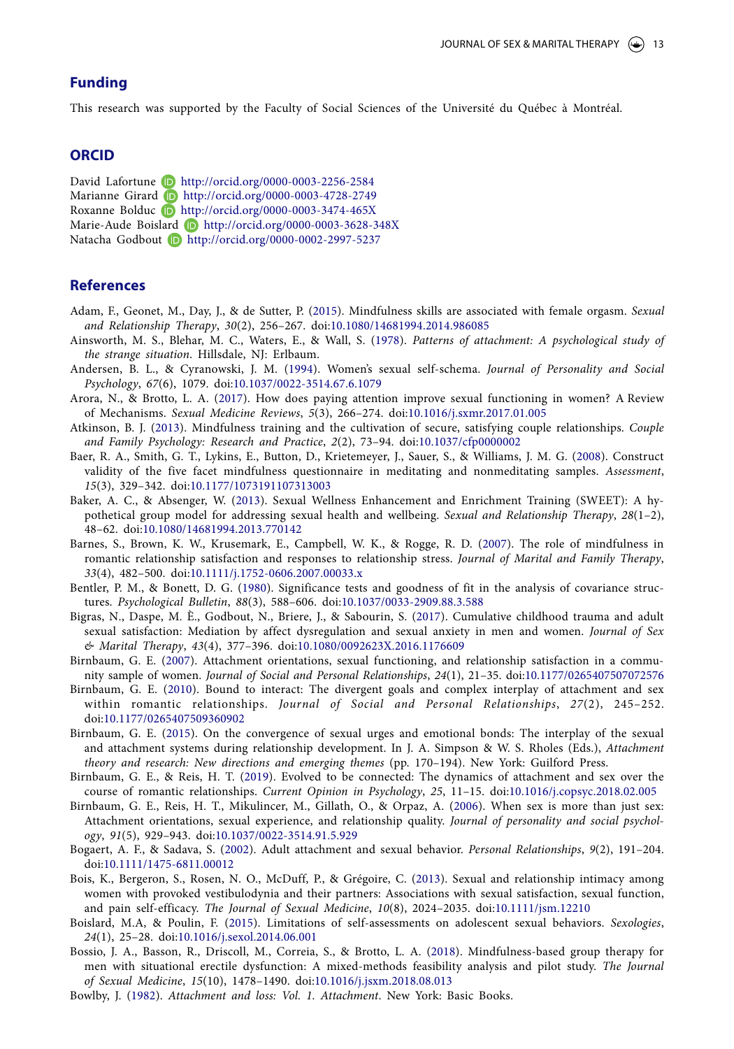## Funding

This research was supported by the Faculty of Social Sciences of the Université du Québec à Montréal.

## ORCID

David Lafortune http://orcid.org/0000-0003-2256-2584
Marianne Girard http://orcid.org/0000-0003-4728-2749
Roxanne Bolduc http://orcid.org/0000-0003-3474-465X
Marie-Aude Boislard http://orcid.org/0000-0003-3628-348X
Natacha Godbout http://orcid.org/0000-0002-2997-5237

## References

Adam, F., Geonet, M., Day, J., & de Sutter, P. (2015). Mindfulness skills are associated with female orgasm. *Sexual and Relationship Therapy*, *30*(2), 256–267. doi:10.1080/14681994.2014.986085

Ainsworth, M. S., Blehar, M. C., Waters, E., & Wall, S. (1978). *Patterns of attachment: A psychological study of the strange situation*. Hillsdale, NJ: Erlbaum.

Andersen, B. L., & Cyranowski, J. M. (1994). Women's sexual self-schema. *Journal of Personality and Social Psychology*, *67*(6), 1079. doi:10.1037/0022-3514.67.6.1079

Arora, N., & Brotto, L. A. (2017). How does paying attention improve sexual functioning in women? A Review of Mechanisms. *Sexual Medicine Reviews*, *5*(3), 266–274. doi:10.1016/j.sxmr.2017.01.005

Atkinson, B. J. (2013). Mindfulness training and the cultivation of secure, satisfying couple relationships. *Couple and Family Psychology: Research and Practice*, *2*(2), 73–94. doi:10.1037/cfp0000002

Baer, R. A., Smith, G. T., Lykins, E., Button, D., Krietemeyer, J., Sauer, S., & Williams, J. M. G. (2008). Construct validity of the five facet mindfulness questionnaire in meditating and nonmeditating samples. *Assessment*, *15*(3), 329–342. doi:10.1177/1073191107313003

Baker, A. C., & Absenger, W. (2013). Sexual Wellness Enhancement and Enrichment Training (SWEET): A hypothetical group model for addressing sexual health and wellbeing. *Sexual and Relationship Therapy*, *28*(1–2), 48–62. doi:10.1080/14681994.2013.770142

Barnes, S., Brown, K. W., Krusemark, E., Campbell, W. K., & Rogge, R. D. (2007). The role of mindfulness in romantic relationship satisfaction and responses to relationship stress. *Journal of Marital and Family Therapy*, *33*(4), 482–500. doi:10.1111/j.1752-0606.2007.00033.x

Bentler, P. M., & Bonett, D. G. (1980). Significance tests and goodness of fit in the analysis of covariance structures. *Psychological Bulletin*, *88*(3), 588–606. doi:10.1037/0033-2909.88.3.588

Bigras, N., Daspe, M. È., Godbout, N., Briere, J., & Sabourin, S. (2017). Cumulative childhood trauma and adult sexual satisfaction: Mediation by affect dysregulation and sexual anxiety in men and women. *Journal of Sex & Marital Therapy*, *43*(4), 377–396. doi:10.1080/0092623X.2016.1176609

Birnbaum, G. E. (2007). Attachment orientations, sexual functioning, and relationship satisfaction in a community sample of women. *Journal of Social and Personal Relationships*, *24*(1), 21–35. doi:10.1177/0265407507072576

Birnbaum, G. E. (2010). Bound to interact: The divergent goals and complex interplay of attachment and sex within romantic relationships. *Journal of Social and Personal Relationships*, *27*(2), 245–252. doi:10.1177/0265407509360902

Birnbaum, G. E. (2015). On the convergence of sexual urges and emotional bonds: The interplay of the sexual and attachment systems during relationship development. In J. A. Simpson & W. S. Rholes (Eds.), *Attachment theory and research: New directions and emerging themes* (pp. 170–194). New York: Guilford Press.

Birnbaum, G. E., & Reis, H. T. (2019). Evolved to be connected: The dynamics of attachment and sex over the course of romantic relationships. *Current Opinion in Psychology*, *25*, 11–15. doi:10.1016/j.copsyc.2018.02.005

Birnbaum, G. E., Reis, H. T., Mikulincer, M., Gillath, O., & Orpaz, A. (2006). When sex is more than just sex: Attachment orientations, sexual experience, and relationship quality. *Journal of personality and social psychology*, *91*(5), 929–943. doi:10.1037/0022-3514.91.5.929

Bogaert, A. F., & Sadava, S. (2002). Adult attachment and sexual behavior. *Personal Relationships*, *9*(2), 191–204. doi:10.1111/1475-6811.00012

Bois, K., Bergeron, S., Rosen, N. O., McDuff, P., & Grégoire, C. (2013). Sexual and relationship intimacy among women with provoked vestibulodynia and their partners: Associations with sexual satisfaction, sexual function, and pain self-efficacy. *The Journal of Sexual Medicine*, *10*(8), 2024–2035. doi:10.1111/jsm.12210

Boislard, M.A, & Poulin, F. (2015). Limitations of self-assessments on adolescent sexual behaviors. *Sexologies*, *24*(1), 25–28. doi:10.1016/j.sexol.2014.06.001

Bossio, J. A., Basson, R., Driscoll, M., Correia, S., & Brotto, L. A. (2018). Mindfulness-based group therapy for men with situational erectile dysfunction: A mixed-methods feasibility analysis and pilot study. *The Journal of Sexual Medicine*, *15*(10), 1478–1490. doi:10.1016/j.jsxm.2018.08.013

Bowlby, J. (1982). *Attachment and loss: Vol. 1. Attachment*. New York: Basic Books.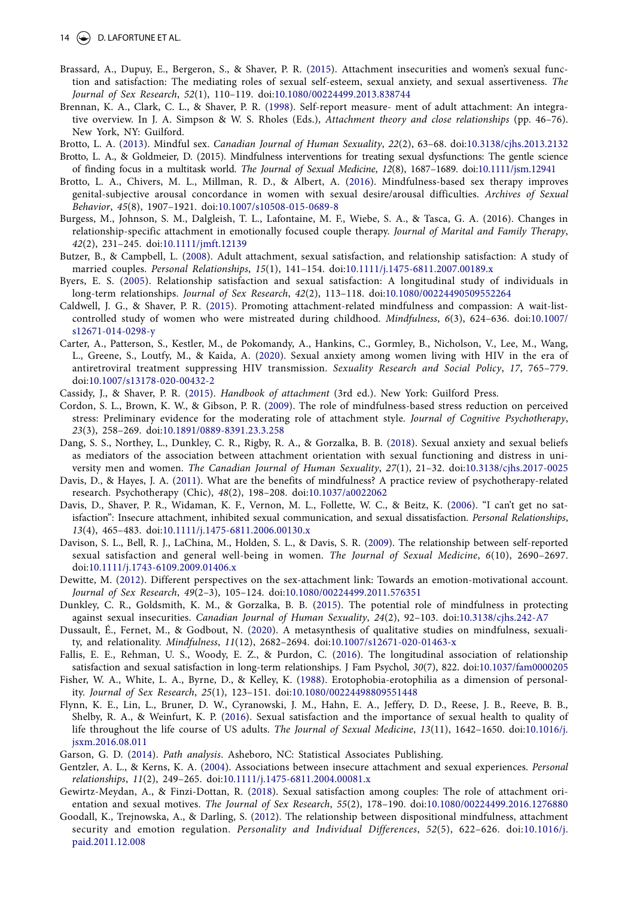Brassard, A., Dupuy, E., Bergeron, S., & Shaver, P. R. (2015). Attachment insecurities and women's sexual function and satisfaction: The mediating roles of sexual self-esteem, sexual anxiety, and sexual assertiveness. *The Journal of Sex Research*, *52*(1), 110–119. doi:10.1080/00224499.2013.838744

Brennan, K. A., Clark, C. L., & Shaver, P. R. (1998). Self-report measure- ment of adult attachment: An integrative overview. In J. A. Simpson & W. S. Rholes (Eds.), *Attachment theory and close relationships* (pp. 46–76). New York, NY: Guilford.

Brotto, L. A. (2013). Mindful sex. *Canadian Journal of Human Sexuality*, *22*(2), 63–68. doi:10.3138/cjhs.2013.2132

Brotto, L. A., & Goldmeier, D. (2015). Mindfulness interventions for treating sexual dysfunctions: The gentle science of finding focus in a multitask world. *The Journal of Sexual Medicine*, *12*(8), 1687–1689. doi:10.1111/jsm.12941

Brotto, L. A., Chivers, M. L., Millman, R. D., & Albert, A. (2016). Mindfulness-based sex therapy improves genital-subjective arousal concordance in women with sexual desire/arousal difficulties. *Archives of Sexual Behavior*, *45*(8), 1907–1921. doi:10.1007/s10508-015-0689-8

Burgess, M., Johnson, S. M., Dalgleish, T. L., Lafontaine, M. F., Wiebe, S. A., & Tasca, G. A. (2016). Changes in relationship-specific attachment in emotionally focused couple therapy. *Journal of Marital and Family Therapy*, *42*(2), 231–245. doi:10.1111/jmft.12139

Butzer, B., & Campbell, L. (2008). Adult attachment, sexual satisfaction, and relationship satisfaction: A study of married couples. *Personal Relationships*, *15*(1), 141–154. doi:10.1111/j.1475-6811.2007.00189.x

Byers, E. S. (2005). Relationship satisfaction and sexual satisfaction: A longitudinal study of individuals in long-term relationships. *Journal of Sex Research*, *42*(2), 113–118. doi:10.1080/00224490509552264

Caldwell, J. G., & Shaver, P. R. (2015). Promoting attachment-related mindfulness and compassion: A wait-list-controlled study of women who were mistreated during childhood. *Mindfulness*, *6*(3), 624–636. doi:10.1007/s12671-014-0298-y

Carter, A., Patterson, S., Kestler, M., de Pokomandy, A., Hankins, C., Gormley, B., Nicholson, V., Lee, M., Wang, L., Greene, S., Loutfy, M., & Kaida, A. (2020). Sexual anxiety among women living with HIV in the era of antiretroviral treatment suppressing HIV transmission. *Sexuality Research and Social Policy*, *17*, 765–779. doi:10.1007/s13178-020-00432-2

Cassidy, J., & Shaver, P. R. (2015). *Handbook of attachment* (3rd ed.). New York: Guilford Press.

Cordon, S. L., Brown, K. W., & Gibson, P. R. (2009). The role of mindfulness-based stress reduction on perceived stress: Preliminary evidence for the moderating role of attachment style. *Journal of Cognitive Psychotherapy*, *23*(3), 258–269. doi:10.1891/0889-8391.23.3.258

Dang, S. S., Northey, L., Dunkley, C. R., Rigby, R. A., & Gorzalka, B. B. (2018). Sexual anxiety and sexual beliefs as mediators of the association between attachment orientation with sexual functioning and distress in university men and women. *The Canadian Journal of Human Sexuality*, *27*(1), 21–32. doi:10.3138/cjhs.2017-0025

Davis, D., & Hayes, J. A. (2011). What are the benefits of mindfulness? A practice review of psychotherapy-related research. Psychotherapy (Chic), *48*(2), 198–208. doi:10.1037/a0022062

Davis, D., Shaver, P. R., Widaman, K. F., Vernon, M. L., Follette, W. C., & Beitz, K. (2006). "I can't get no satisfaction": Insecure attachment, inhibited sexual communication, and sexual dissatisfaction. *Personal Relationships*, *13*(4), 465–483. doi:10.1111/j.1475-6811.2006.00130.x

Davison, S. L., Bell, R. J., LaChina, M., Holden, S. L., & Davis, S. R. (2009). The relationship between self-reported sexual satisfaction and general well-being in women. *The Journal of Sexual Medicine*, *6*(10), 2690–2697. doi:10.1111/j.1743-6109.2009.01406.x

Dewitte, M. (2012). Different perspectives on the sex-attachment link: Towards an emotion-motivational account. *Journal of Sex Research*, *49*(2–3), 105–124. doi:10.1080/00224499.2011.576351

Dunkley, C. R., Goldsmith, K. M., & Gorzalka, B. B. (2015). The potential role of mindfulness in protecting against sexual insecurities. *Canadian Journal of Human Sexuality*, *24*(2), 92–103. doi:10.3138/cjhs.242-A7

Dussault, É., Fernet, M., & Godbout, N. (2020). A metasynthesis of qualitative studies on mindfulness, sexuality, and relationality. *Mindfulness*, *11*(12), 2682–2694. doi:10.1007/s12671-020-01463-x

Fallis, E. E., Rehman, U. S., Woody, E. Z., & Purdon, C. (2016). The longitudinal association of relationship satisfaction and sexual satisfaction in long-term relationships. J Fam Psychol, *30*(7), 822. doi:10.1037/fam0000205

Fisher, W. A., White, L. A., Byrne, D., & Kelley, K. (1988). Erotophobia-erotophilia as a dimension of personality. *Journal of Sex Research*, *25*(1), 123–151. doi:10.1080/00224498809551448

Flynn, K. E., Lin, L., Bruner, D. W., Cyranowski, J. M., Hahn, E. A., Jeffery, D. D., Reese, J. B., Reeve, B. B., Shelby, R. A., & Weinfurt, K. P. (2016). Sexual satisfaction and the importance of sexual health to quality of life throughout the life course of US adults. *The Journal of Sexual Medicine*, *13*(11), 1642–1650. doi:10.1016/j.jsxm.2016.08.011

Garson, G. D. (2014). *Path analysis*. Asheboro, NC: Statistical Associates Publishing.

Gentzler, A. L., & Kerns, K. A. (2004). Associations between insecure attachment and sexual experiences. *Personal relationships*, *11*(2), 249–265. doi:10.1111/j.1475-6811.2004.00081.x

Gewirtz-Meydan, A., & Finzi-Dottan, R. (2018). Sexual satisfaction among couples: The role of attachment orientation and sexual motives. *The Journal of Sex Research*, *55*(2), 178–190. doi:10.1080/00224499.2016.1276880

Goodall, K., Trejnowska, A., & Darling, S. (2012). The relationship between dispositional mindfulness, attachment security and emotion regulation. *Personality and Individual Differences*, *52*(5), 622–626. doi:10.1016/j.paid.2011.12.008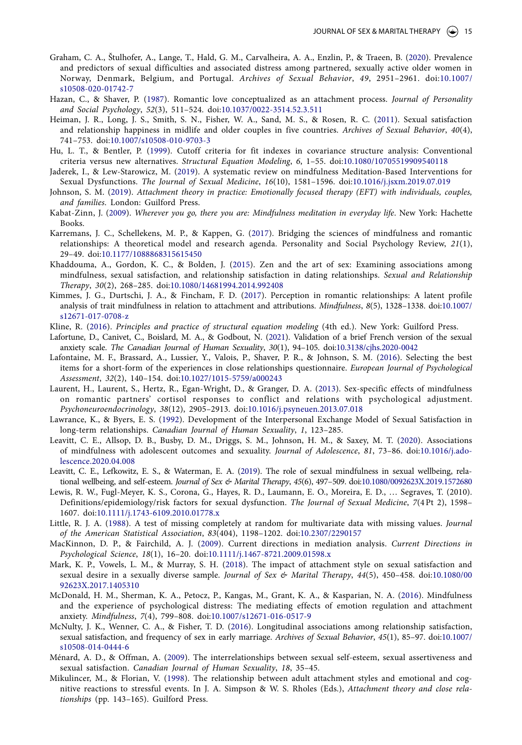Graham, C. A., Štulhofer, A., Lange, T., Hald, G. M., Carvalheira, A. A., Enzlin, P., & Traeen, B. (2020). Prevalence and predictors of sexual difficulties and associated distress among partnered, sexually active older women in Norway, Denmark, Belgium, and Portugal. *Archives of Sexual Behavior*, *49*, 2951–2961. doi:10.1007/s10508-020-01742-7

Hazan, C., & Shaver, P. (1987). Romantic love conceptualized as an attachment process. *Journal of Personality and Social Psychology*, *52*(3), 511–524. doi:10.1037/0022-3514.52.3.511

Heiman, J. R., Long, J. S., Smith, S. N., Fisher, W. A., Sand, M. S., & Rosen, R. C. (2011). Sexual satisfaction and relationship happiness in midlife and older couples in five countries. *Archives of Sexual Behavior*, *40*(4), 741–753. doi:10.1007/s10508-010-9703-3

Hu, L. T., & Bentler, P. (1999). Cutoff criteria for fit indexes in covariance structure analysis: Conventional criteria versus new alternatives. *Structural Equation Modeling*, *6*, 1–55. doi:10.1080/10705519909540118

Jaderek, I., & Lew-Starowicz, M. (2019). A systematic review on mindfulness Meditation-Based Interventions for Sexual Dysfunctions. *The Journal of Sexual Medicine*, *16*(10), 1581–1596. doi:10.1016/j.jsxm.2019.07.019

Johnson, S. M. (2019). *Attachment theory in practice: Emotionally focused therapy (EFT) with individuals, couples, and families*. London: Guilford Press.

Kabat-Zinn, J. (2009). *Wherever you go, there you are: Mindfulness meditation in everyday life*. New York: Hachette Books.

Karremans, J. C., Schellekens, M. P., & Kappen, G. (2017). Bridging the sciences of mindfulness and romantic relationships: A theoretical model and research agenda. Personality and Social Psychology Review, *21*(1), 29–49. doi:10.1177/1088868315615450

Khaddouma, A., Gordon, K. C., & Bolden, J. (2015). Zen and the art of sex: Examining associations among mindfulness, sexual satisfaction, and relationship satisfaction in dating relationships. *Sexual and Relationship Therapy*, *30*(2), 268–285. doi:10.1080/14681994.2014.992408

Kimmes, J. G., Durtschi, J. A., & Fincham, F. D. (2017). Perception in romantic relationships: A latent profile analysis of trait mindfulness in relation to attachment and attributions. *Mindfulness*, *8*(5), 1328–1338. doi:10.1007/s12671-017-0708-z

Kline, R. (2016). *Principles and practice of structural equation modeling* (4th ed.). New York: Guilford Press.

Lafortune, D., Canivet, C., Boislard, M. A., & Godbout, N. (2021). Validation of a brief French version of the sexual anxiety scale. *The Canadian Journal of Human Sexuality*, *30*(1), 94–105. doi:10.3138/cjhs.2020-0042

Lafontaine, M. F., Brassard, A., Lussier, Y., Valois, P., Shaver, P. R., & Johnson, S. M. (2016). Selecting the best items for a short-form of the experiences in close relationships questionnaire. *European Journal of Psychological Assessment*, *32*(2), 140–154. doi:10.1027/1015-5759/a000243

Laurent, H., Laurent, S., Hertz, R., Egan-Wright, D., & Granger, D. A. (2013). Sex-specific effects of mindfulness on romantic partners' cortisol responses to conflict and relations with psychological adjustment. *Psychoneuroendocrinology*, *38*(12), 2905–2913. doi:10.1016/j.psyneuen.2013.07.018

Lawrance, K., & Byers, E. S. (1992). Development of the Interpersonal Exchange Model of Sexual Satisfaction in long-term relationships. *Canadian Journal of Human Sexuality*, *1*, 123–285.

Leavitt, C. E., Allsop, D. B., Busby, D. M., Driggs, S. M., Johnson, H. M., & Saxey, M. T. (2020). Associations of mindfulness with adolescent outcomes and sexuality. *Journal of Adolescence*, *81*, 73–86. doi:10.1016/j.adolescence.2020.04.008

Leavitt, C. E., Lefkowitz, E. S., & Waterman, E. A. (2019). The role of sexual mindfulness in sexual wellbeing, relational wellbeing, and self-esteem. *Journal of Sex & Marital Therapy*, *45*(6), 497–509. doi:10.1080/0092623X.2019.1572680

Lewis, R. W., Fugl-Meyer, K. S., Corona, G., Hayes, R. D., Laumann, E. O., Moreira, E. D., … Segraves, T. (2010). Definitions/epidemiology/risk factors for sexual dysfunction. *The Journal of Sexual Medicine*, *7*(4 Pt 2), 1598–1607. doi:10.1111/j.1743-6109.2010.01778.x

Little, R. J. A. (1988). A test of missing completely at random for multivariate data with missing values. *Journal of the American Statistical Association*, *83*(404), 1198–1202. doi:10.2307/2290157

MacKinnon, D. P., & Fairchild, A. J. (2009). Current directions in mediation analysis. *Current Directions in Psychological Science*, *18*(1), 16–20. doi:10.1111/j.1467-8721.2009.01598.x

Mark, K. P., Vowels, L. M., & Murray, S. H. (2018). The impact of attachment style on sexual satisfaction and sexual desire in a sexually diverse sample. *Journal of Sex & Marital Therapy*, *44*(5), 450–458. doi:10.1080/0092623X.2017.1405310

McDonald, H. M., Sherman, K. A., Petocz, P., Kangas, M., Grant, K. A., & Kasparian, N. A. (2016). Mindfulness and the experience of psychological distress: The mediating effects of emotion regulation and attachment anxiety. *Mindfulness*, *7*(4), 799–808. doi:10.1007/s12671-016-0517-9

McNulty, J. K., Wenner, C. A., & Fisher, T. D. (2016). Longitudinal associations among relationship satisfaction, sexual satisfaction, and frequency of sex in early marriage. *Archives of Sexual Behavior*, *45*(1), 85–97. doi:10.1007/s10508-014-0444-6

Ménard, A. D., & Offman, A. (2009). The interrelationships between sexual self-esteem, sexual assertiveness and sexual satisfaction. *Canadian Journal of Human Sexuality*, *18*, 35–45.

Mikulincer, M., & Florian, V. (1998). The relationship between adult attachment styles and emotional and cognitive reactions to stressful events. In J. A. Simpson & W. S. Rholes (Eds.), *Attachment theory and close relationships* (pp. 143–165). Guilford Press.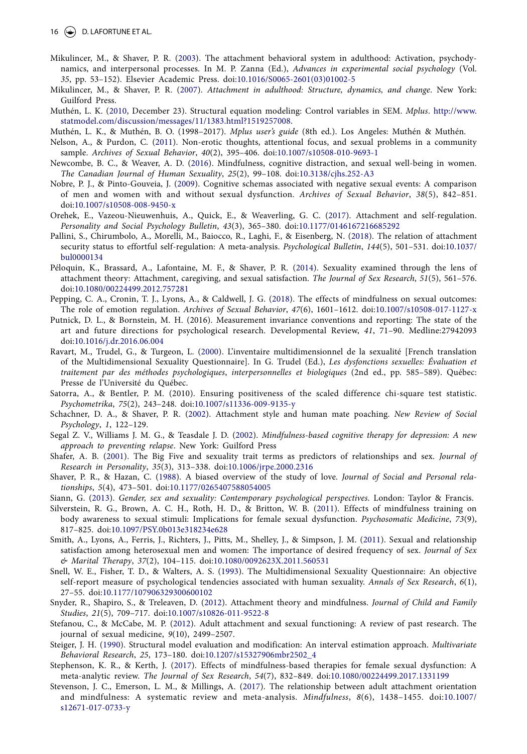Mikulincer, M., & Shaver, P. R. (2003). The attachment behavioral system in adulthood: Activation, psychodynamics, and interpersonal processes. In M. P. Zanna (Ed.), *Advances in experimental social psychology* (Vol. *35*, pp. 53–152). Elsevier Academic Press. doi:10.1016/S0065-2601(03)01002-5

Mikulincer, M., & Shaver, P. R. (2007). *Attachment in adulthood: Structure, dynamics, and change*. New York: Guilford Press.

Muthén, L. K. (2010, December 23). Structural equation modeling: Control variables in SEM. *Mplus*. http://www.statmodel.com/discussion/messages/11/1383.html?1519257008.

Muthén, L. K., & Muthén, B. O. (1998–2017). *Mplus user's guide* (8th ed.). Los Angeles: Muthén & Muthén.

Nelson, A., & Purdon, C. (2011). Non-erotic thoughts, attentional focus, and sexual problems in a community sample. *Archives of Sexual Behavior*, *40*(2), 395–406. doi:10.1007/s10508-010-9693-1

Newcombe, B. C., & Weaver, A. D. (2016). Mindfulness, cognitive distraction, and sexual well-being in women. *The Canadian Journal of Human Sexuality*, *25*(2), 99–108. doi:10.3138/cjhs.252-A3

Nobre, P. J., & Pinto-Gouveia, J. (2009). Cognitive schemas associated with negative sexual events: A comparison of men and women with and without sexual dysfunction. *Archives of Sexual Behavior*, *38*(5), 842–851. doi:10.1007/s10508-008-9450-x

Orehek, E., Vazeou-Nieuwenhuis, A., Quick, E., & Weaverling, G. C. (2017). Attachment and self-regulation. *Personality and Social Psychology Bulletin*, *43*(3), 365–380. doi:10.1177/0146167216685292

Pallini, S., Chirumbolo, A., Morelli, M., Baiocco, R., Laghi, F., & Eisenberg, N. (2018). The relation of attachment security status to effortful self-regulation: A meta-analysis. *Psychological Bulletin*, *144*(5), 501–531. doi:10.1037/bul0000134

Péloquin, K., Brassard, A., Lafontaine, M. F., & Shaver, P. R. (2014). Sexuality examined through the lens of attachment theory: Attachment, caregiving, and sexual satisfaction. *The Journal of Sex Research*, *51*(5), 561–576. doi:10.1080/00224499.2012.757281

Pepping, C. A., Cronin, T. J., Lyons, A., & Caldwell, J. G. (2018). The effects of mindfulness on sexual outcomes: The role of emotion regulation. *Archives of Sexual Behavior*, *47*(6), 1601–1612. doi:10.1007/s10508-017-1127-x

Putnick, D. L., & Bornstein, M. H. (2016). Measurement invariance conventions and reporting: The state of the art and future directions for psychological research. Developmental Review, *41*, 71–90. Medline:27942093 doi:10.1016/j.dr.2016.06.004

Ravart, M., Trudel, G., & Turgeon, L. (2000). L'inventaire multidimensionnel de la sexualité [French translation of the Multidimensional Sexuality Questionnaire]. In G. Trudel (Ed.), *Les dysfonctions sexuelles: Évaluation et traitement par des méthodes psychologiques*, *interpersonnelles et biologiques* (2nd ed., pp. 585–589). Québec: Presse de l'Université du Québec.

Satorra, A., & Bentler, P. M. (2010). Ensuring positiveness of the scaled difference chi-square test statistic. *Psychometrika*, *75*(2), 243–248. doi:10.1007/s11336-009-9135-y

Schachner, D. A., & Shaver, P. R. (2002). Attachment style and human mate poaching. *New Review of Social Psychology*, *1*, 122–129.

Segal Z. V., Williams J. M. G., & Teasdale J. D. (2002). *Mindfulness-based cognitive therapy for depression: A new approach to preventing relapse*. New York: Guilford Press

Shafer, A. B. (2001). The Big Five and sexuality trait terms as predictors of relationships and sex. *Journal of Research in Personality*, *35*(3), 313–338. doi:10.1006/jrpe.2000.2316

Shaver, P. R., & Hazan, C. (1988). A biased overview of the study of love. *Journal of Social and Personal relationships*, *5*(4), 473–501. doi:10.1177/0265407588054005

Siann, G. (2013). *Gender, sex and sexuality: Contemporary psychological perspectives*. London: Taylor & Francis.

Silverstein, R. G., Brown, A. C. H., Roth, H. D., & Britton, W. B. (2011). Effects of mindfulness training on body awareness to sexual stimuli: Implications for female sexual dysfunction. *Psychosomatic Medicine*, *73*(9), 817–825. doi:10.1097/PSY.0b013e318234e628

Smith, A., Lyons, A., Ferris, J., Richters, J., Pitts, M., Shelley, J., & Simpson, J. M. (2011). Sexual and relationship satisfaction among heterosexual men and women: The importance of desired frequency of sex. *Journal of Sex & Marital Therapy*, *37*(2), 104–115. doi:10.1080/0092623X.2011.560531

Snell, W. E., Fisher, T. D., & Walters, A. S. (1993). The Multidimensional Sexuality Questionnaire: An objective self-report measure of psychological tendencies associated with human sexuality. *Annals of Sex Research*, *6*(1), 27–55. doi:10.1177/107906329300600102

Snyder, R., Shapiro, S., & Treleaven, D. (2012). Attachment theory and mindfulness. *Journal of Child and Family Studies*, *21*(5), 709–717. doi:10.1007/s10826-011-9522-8

Stefanou, C., & McCabe, M. P. (2012). Adult attachment and sexual functioning: A review of past research. The journal of sexual medicine, *9*(10), 2499–2507.

Steiger, J. H. (1990). Structural model evaluation and modification: An interval estimation approach. *Multivariate Behavioral Research*, *25*, 173–180. doi:10.1207/s15327906mbr2502_4

Stephenson, K. R., & Kerth, J. (2017). Effects of mindfulness-based therapies for female sexual dysfunction: A meta-analytic review. *The Journal of Sex Research*, *54*(7), 832–849. doi:10.1080/00224499.2017.1331199

Stevenson, J. C., Emerson, L. M., & Millings, A. (2017). The relationship between adult attachment orientation and mindfulness: A systematic review and meta-analysis. *Mindfulness*, *8*(6), 1438–1455. doi:10.1007/s12671-017-0733-y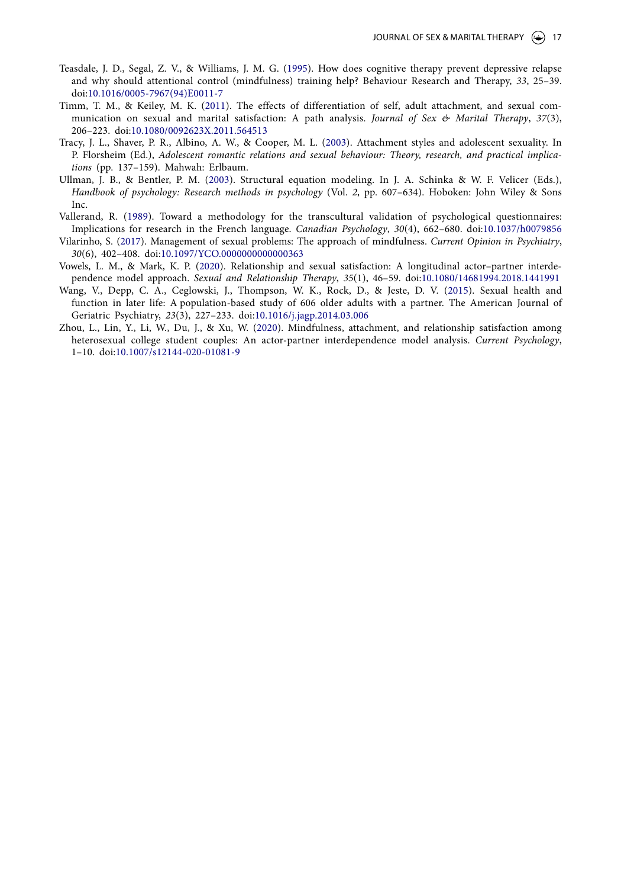Teasdale, J. D., Segal, Z. V., & Williams, J. M. G. (1995). How does cognitive therapy prevent depressive relapse and why should attentional control (mindfulness) training help? Behaviour Research and Therapy, *33*, 25–39. doi:10.1016/0005-7967(94)E0011-7

Timm, T. M., & Keiley, M. K. (2011). The effects of differentiation of self, adult attachment, and sexual communication on sexual and marital satisfaction: A path analysis. *Journal of Sex & Marital Therapy*, *37*(3), 206–223. doi:10.1080/0092623X.2011.564513

Tracy, J. L., Shaver, P. R., Albino, A. W., & Cooper, M. L. (2003). Attachment styles and adolescent sexuality. In P. Florsheim (Ed.), *Adolescent romantic relations and sexual behaviour: Theory, research, and practical implications* (pp. 137–159). Mahwah: Erlbaum.

Ullman, J. B., & Bentler, P. M. (2003). Structural equation modeling. In J. A. Schinka & W. F. Velicer (Eds.), *Handbook of psychology: Research methods in psychology* (Vol. *2*, pp. 607–634). Hoboken: John Wiley & Sons Inc.

Vallerand, R. (1989). Toward a methodology for the transcultural validation of psychological questionnaires: Implications for research in the French language. *Canadian Psychology*, *30*(4), 662–680. doi:10.1037/h0079856

Vilarinho, S. (2017). Management of sexual problems: The approach of mindfulness. *Current Opinion in Psychiatry*, *30*(6), 402–408. doi:10.1097/YCO.0000000000000363

Vowels, L. M., & Mark, K. P. (2020). Relationship and sexual satisfaction: A longitudinal actor–partner interdependence model approach. *Sexual and Relationship Therapy*, *35*(1), 46–59. doi:10.1080/14681994.2018.1441991

Wang, V., Depp, C. A., Ceglowski, J., Thompson, W. K., Rock, D., & Jeste, D. V. (2015). Sexual health and function in later life: A population-based study of 606 older adults with a partner. The American Journal of Geriatric Psychiatry, *23*(3), 227–233. doi:10.1016/j.jagp.2014.03.006

Zhou, L., Lin, Y., Li, W., Du, J., & Xu, W. (2020). Mindfulness, attachment, and relationship satisfaction among heterosexual college student couples: An actor-partner interdependence model analysis. *Current Psychology*, 1–10. doi:10.1007/s12144-020-01081-9